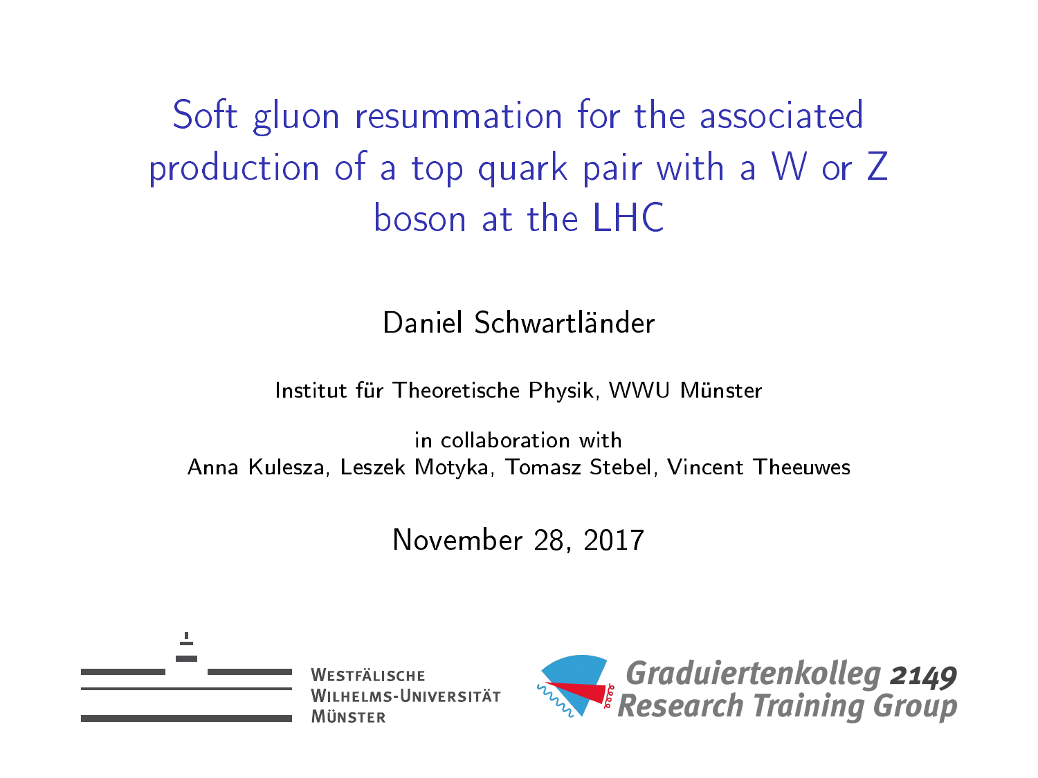# Soft gluon resummation for the associated production of a top quark pair with a W or Z boson at the LHC

Daniel Schwartländer

Institut für Theoretische Physik, WWU Münster

in collaboration with
Anna Kulesza, Leszek Motyka, Tomasz Stebel, Vincent Theeuwes

November 28, 2017

Westfälische Wilhelms-Universität Münster

Graduiertenkolleg 2149 Research Training Group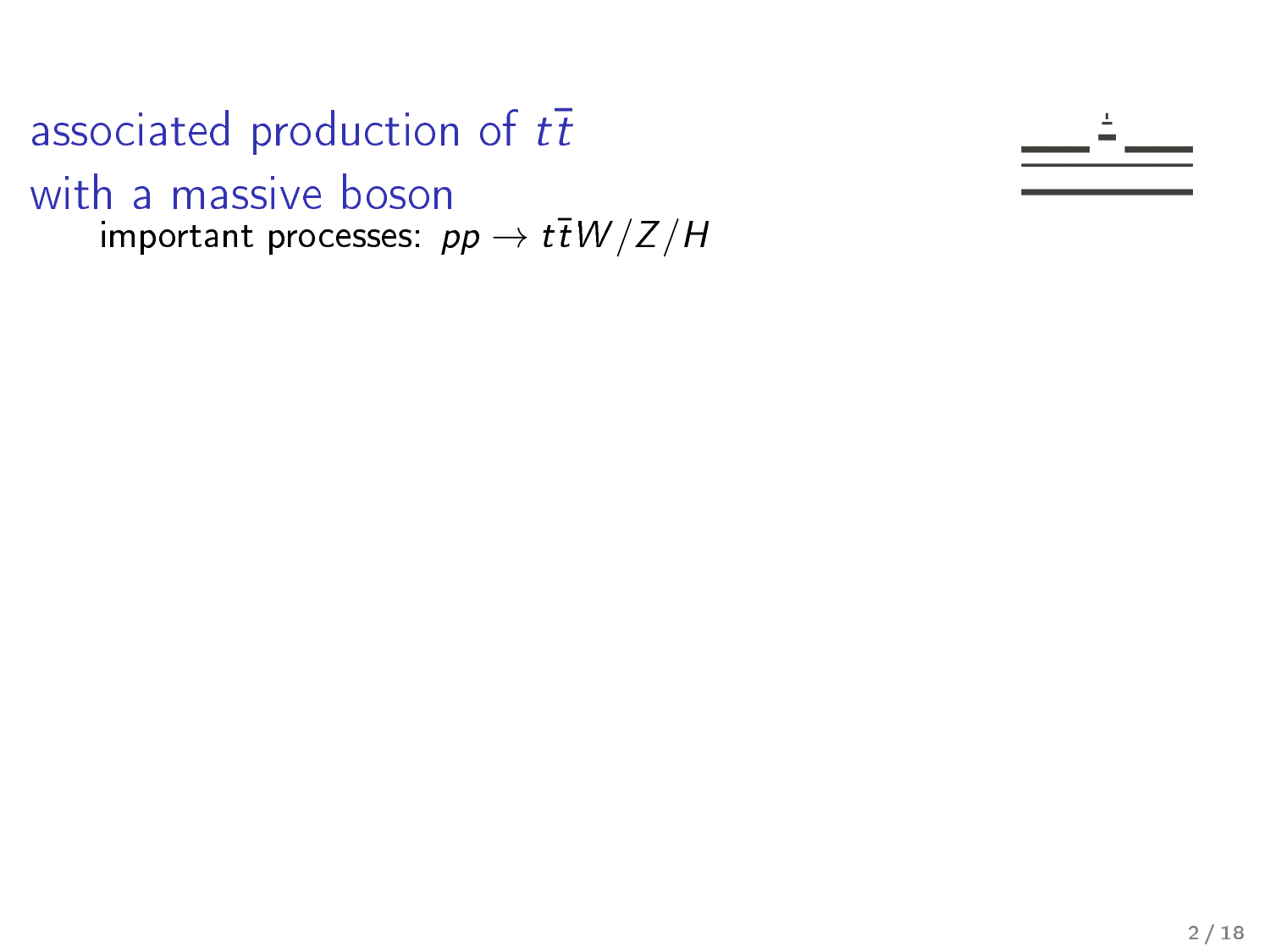# associated production of $t\bar{t}$ with a massive boson

important processes: $pp \to t\bar{t}W/Z/H$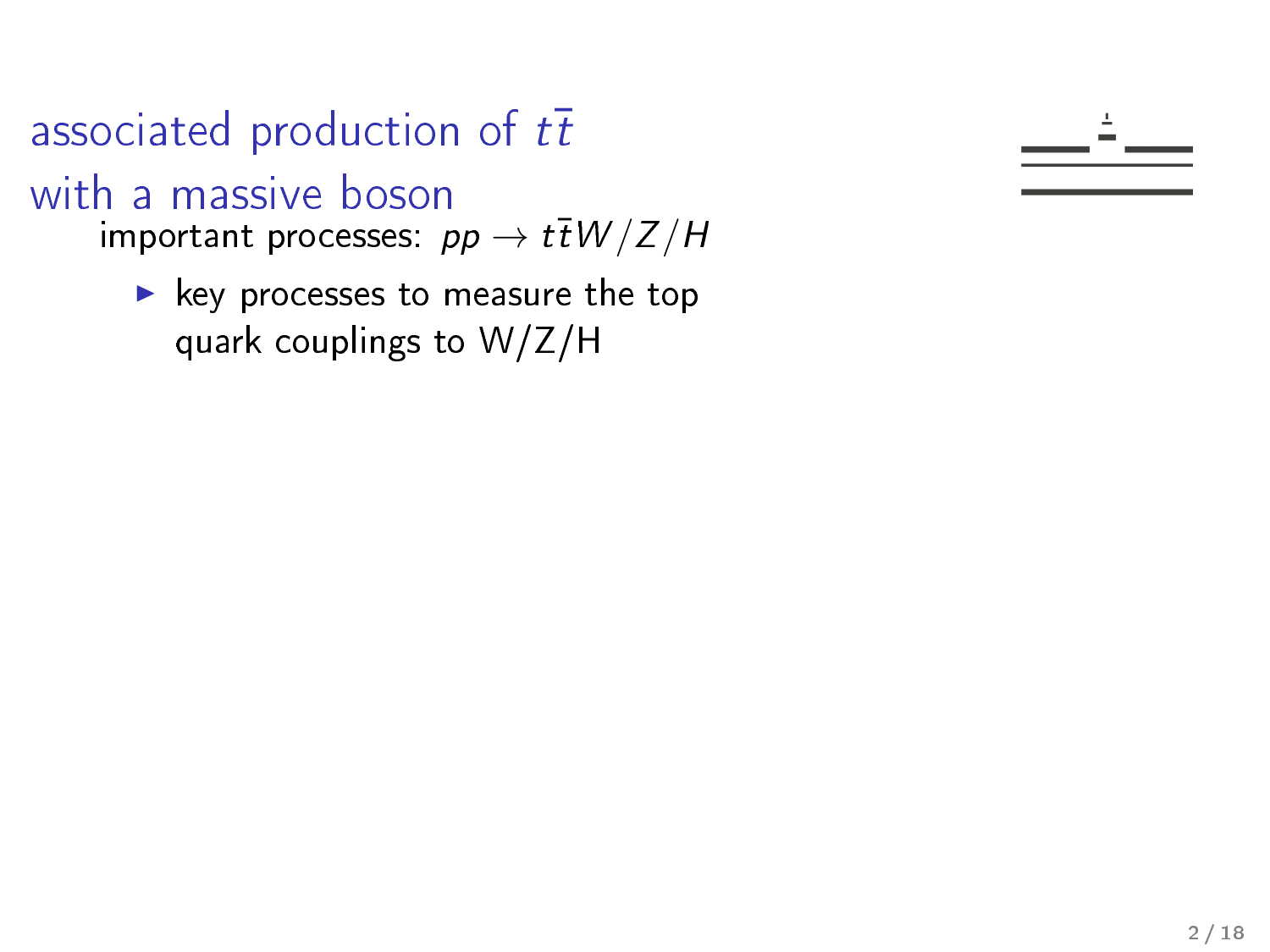# associated production of $t\bar{t}$ with a massive boson

important processes: $pp \to t\bar{t}W/Z/H$

- key processes to measure the top quark couplings to W/Z/H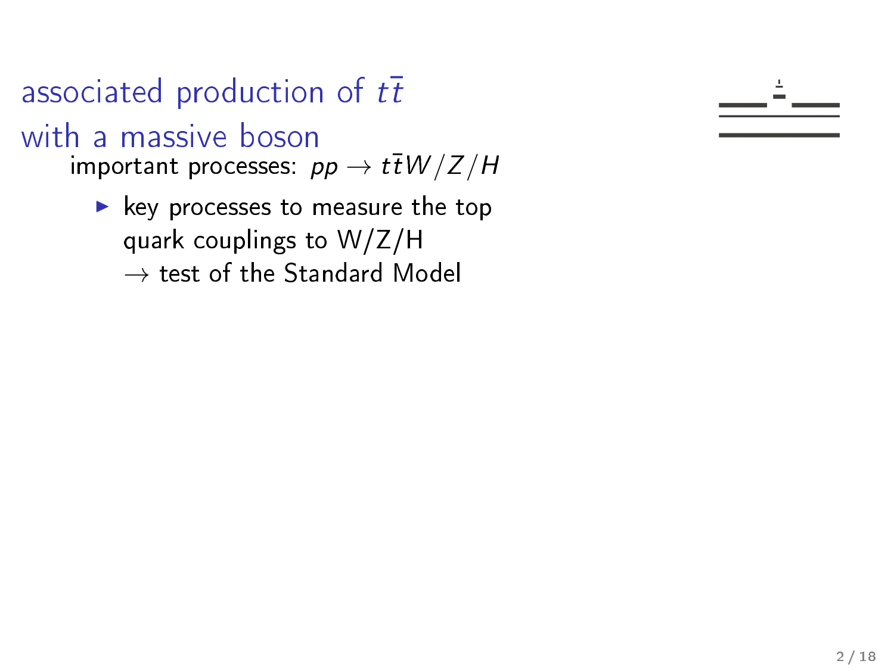# associated production of $t\bar{t}$ with a massive boson

important processes: $pp \rightarrow t\bar{t}W/Z/H$

- key processes to measure the top quark couplings to W/Z/H
  $\rightarrow$ test of the Standard Model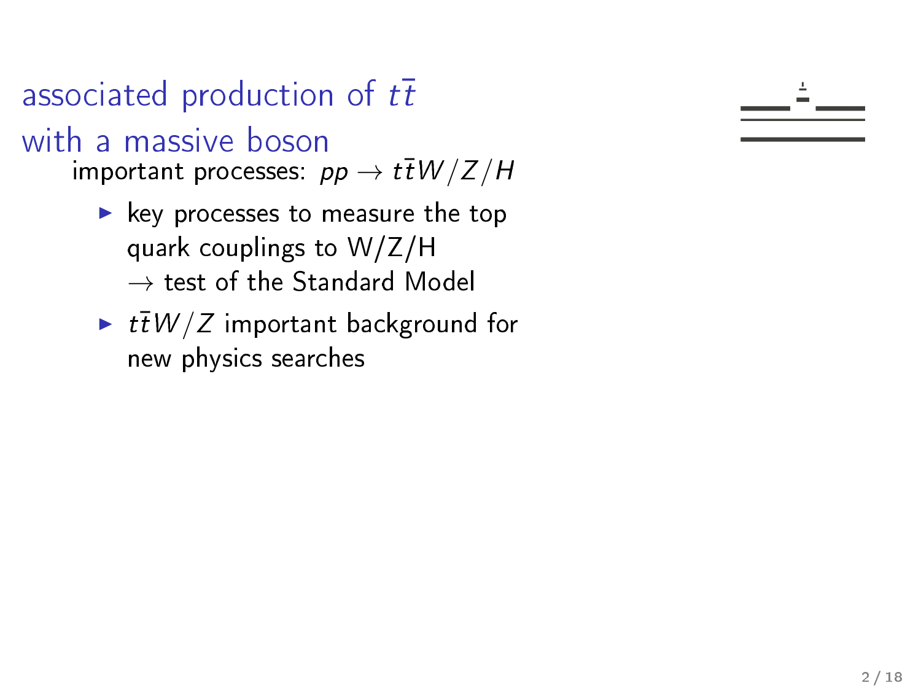# associated production of $t\bar{t}$ with a massive boson

important processes: $pp \to t\bar{t}W/Z/H$

- key processes to measure the top quark couplings to W/Z/H
  $\to$ test of the Standard Model
- $t\bar{t}W/Z$ important background for new physics searches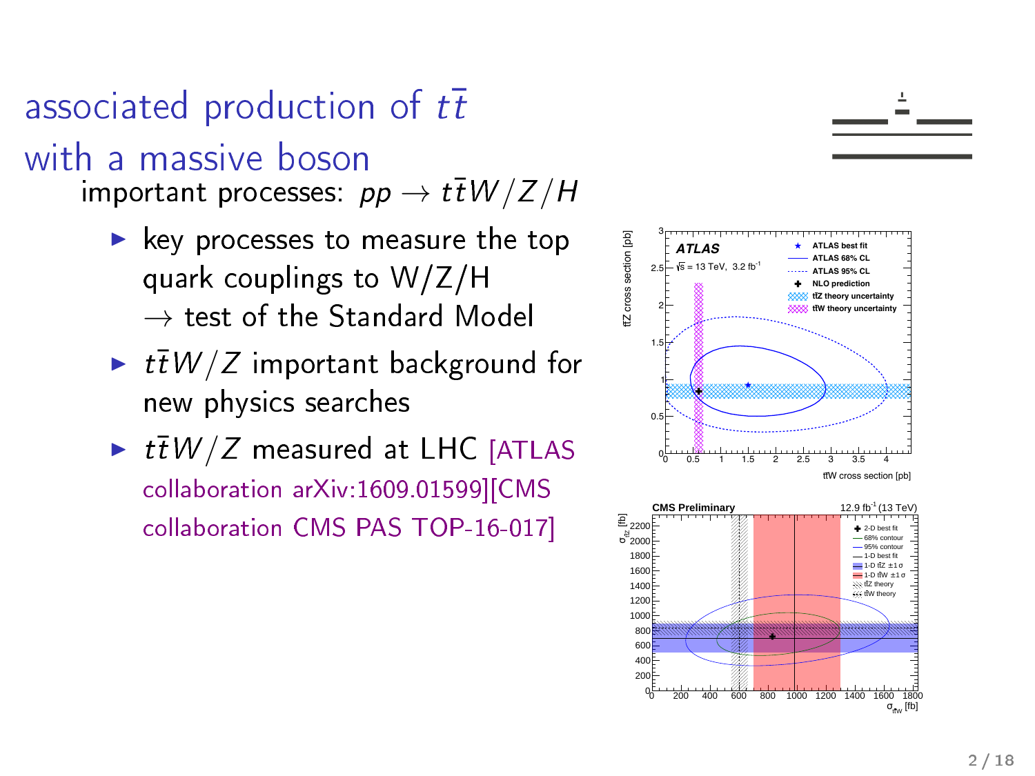# associated production of $t\bar{t}$ with a massive boson

important processes: $pp \to t\bar{t}W/Z/H$

- key processes to measure the top quark couplings to W/Z/H $\to$ test of the Standard Model
- $t\bar{t}W/Z$ important background for new physics searches
- $t\bar{t}W/Z$ measured at LHC [ATLAS collaboration arXiv:1609.01599][CMS collaboration CMS PAS TOP-16-017]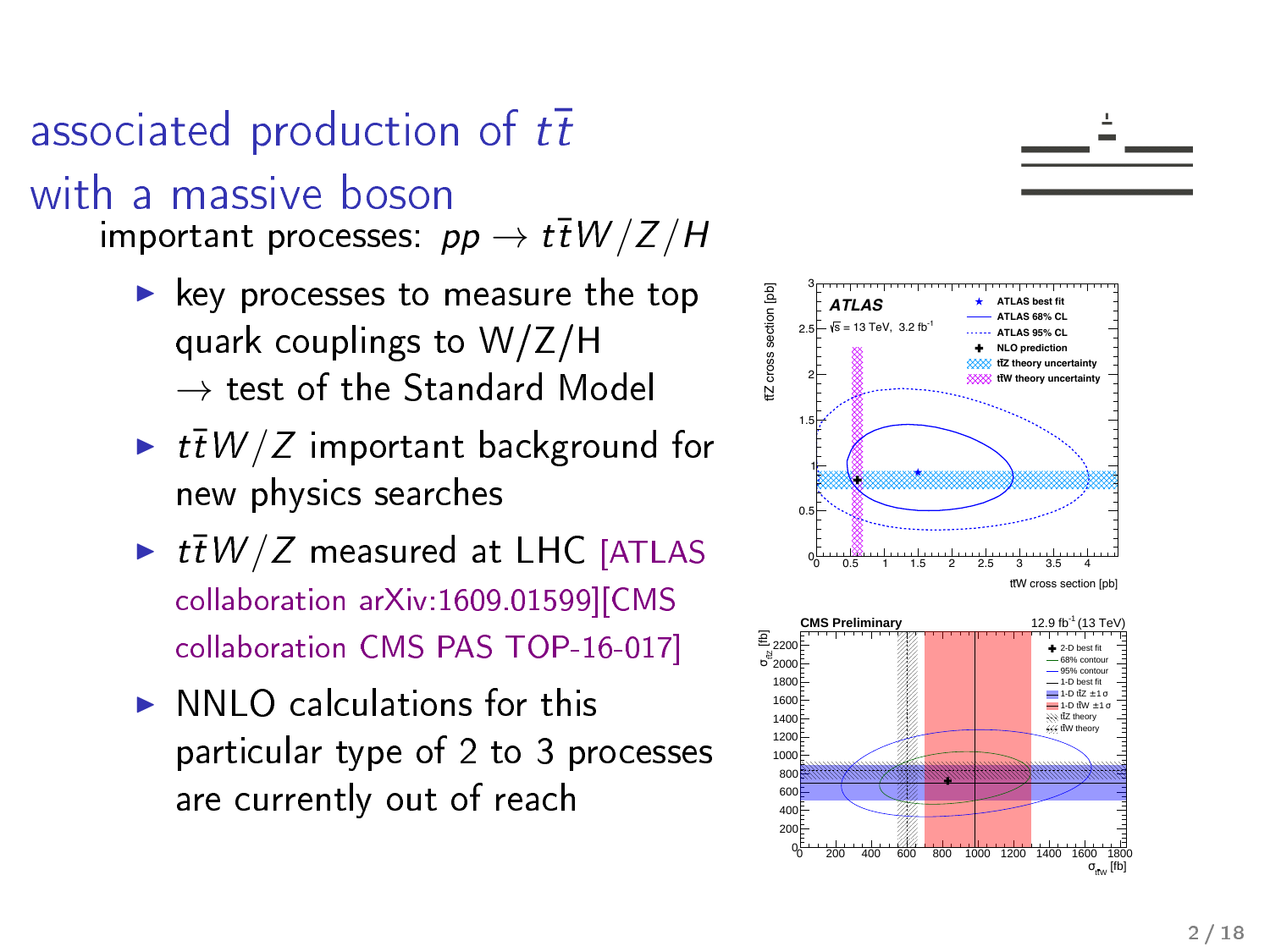# associated production of $t\bar{t}$ with a massive boson

important processes: $pp \to t\bar{t}W/Z/H$

- key processes to measure the top quark couplings to W/Z/H
  $\to$ test of the Standard Model
- $t\bar{t}W/Z$ important background for new physics searches
- $t\bar{t}W/Z$ measured at LHC [ATLAS collaboration arXiv:1609.01599][CMS collaboration CMS PAS TOP-16-017]
- NNLO calculations for this particular type of 2 to 3 processes are currently out of reach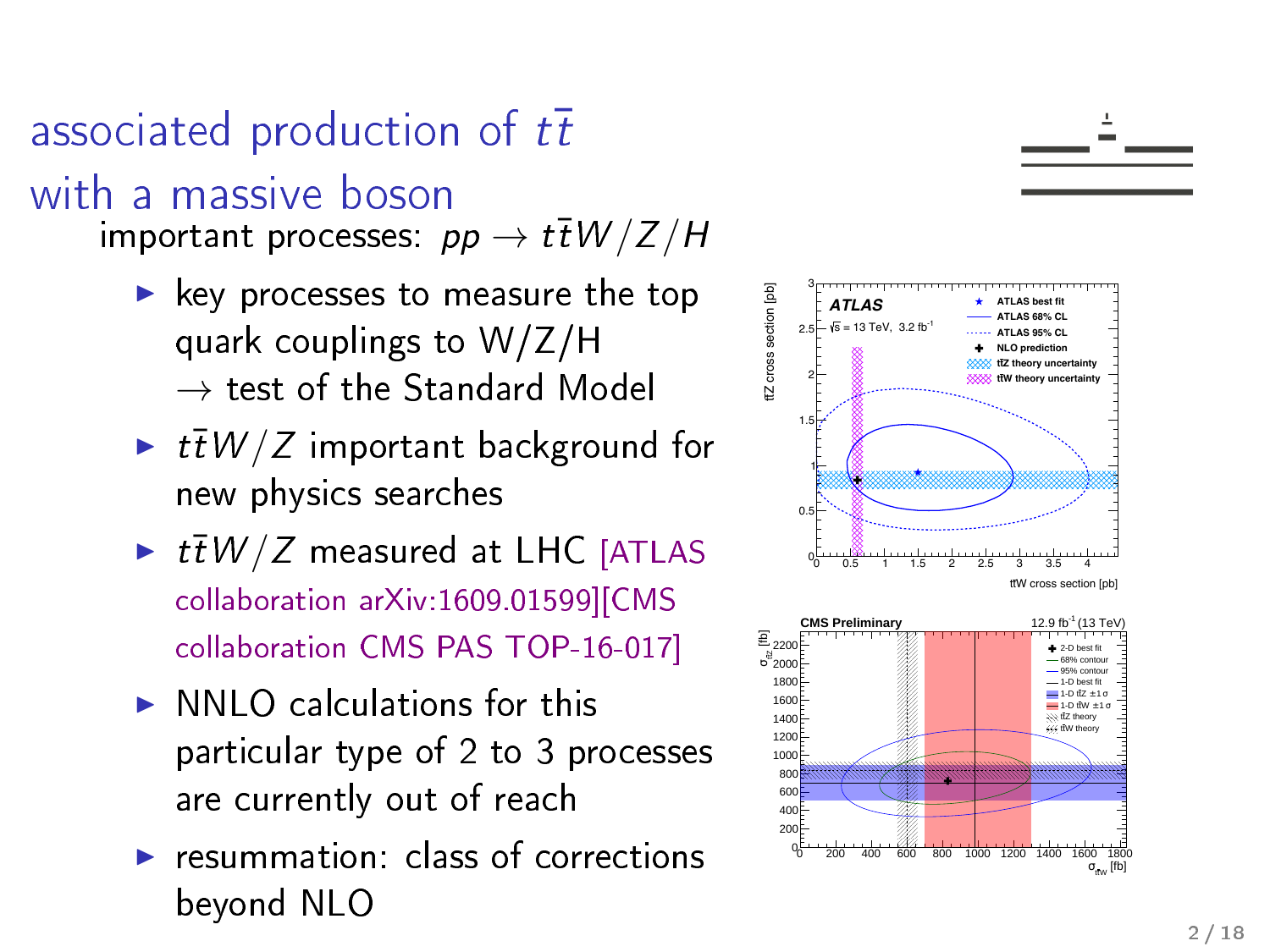# associated production of $t\bar{t}$ with a massive boson

important processes: $pp \to t\bar{t}W/Z/H$

- key processes to measure the top quark couplings to W/Z/H
  $\to$ test of the Standard Model
- $t\bar{t}W/Z$ important background for new physics searches
- $t\bar{t}W/Z$ measured at LHC [ATLAS collaboration arXiv:1609.01599][CMS collaboration CMS PAS TOP-16-017]
- NNLO calculations for this particular type of 2 to 3 processes are currently out of reach
- resummation: class of corrections beyond NLO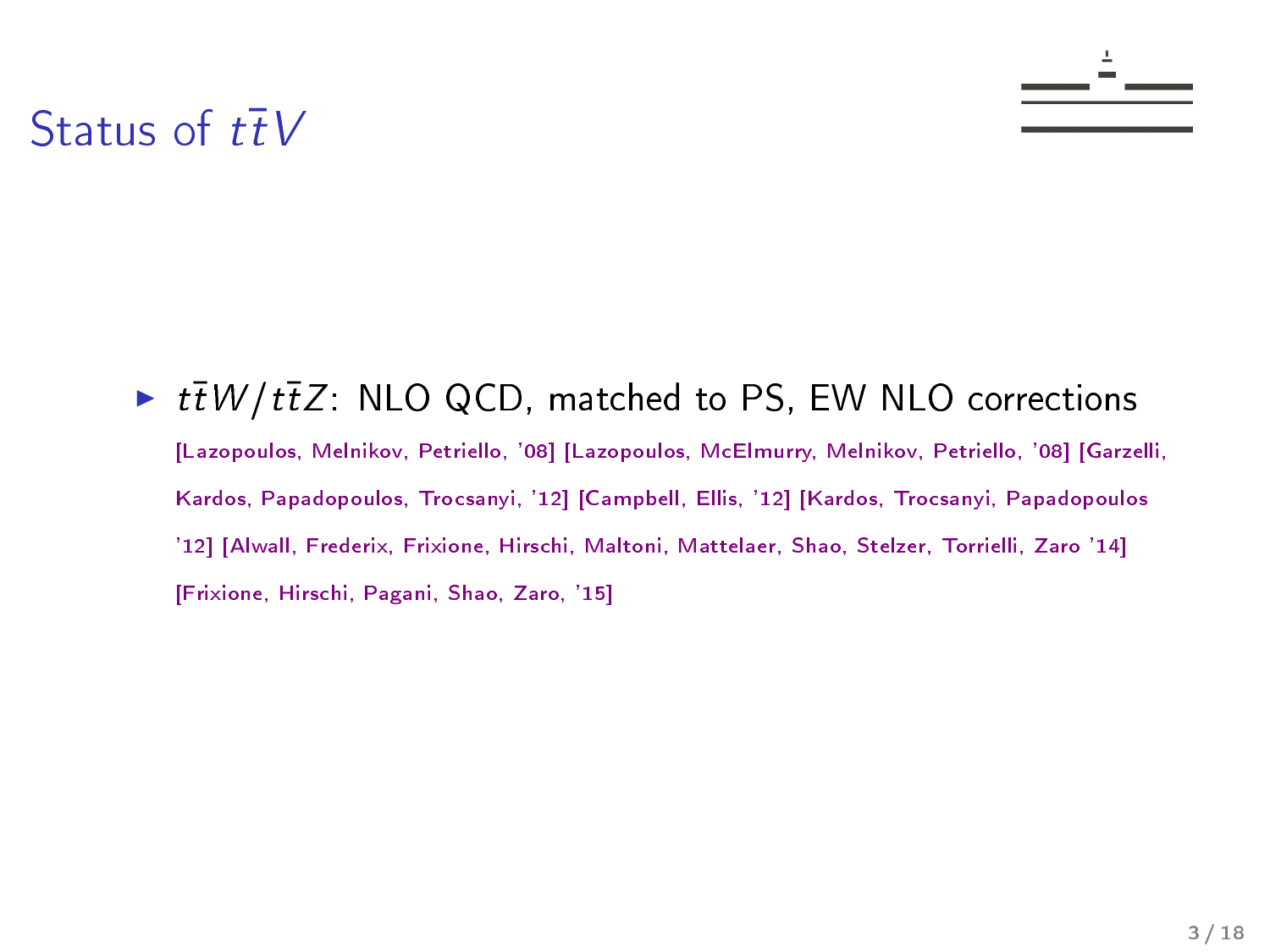# Status of $t\bar{t}V$

- $t\bar{t}W/t\bar{t}Z$: NLO QCD, matched to PS, EW NLO corrections

  [Lazopoulos, Melnikov, Petriello, '08] [Lazopoulos, McElmurry, Melnikov, Petriello, '08] [Garzelli, Kardos, Papadopoulos, Trocsanyi, '12] [Campbell, Ellis, '12] [Kardos, Trocsanyi, Papadopoulos '12] [Alwall, Frederix, Frixione, Hirschi, Maltoni, Mattelaer, Shao, Stelzer, Torrielli, Zaro '14] [Frixione, Hirschi, Pagani, Shao, Zaro, '15]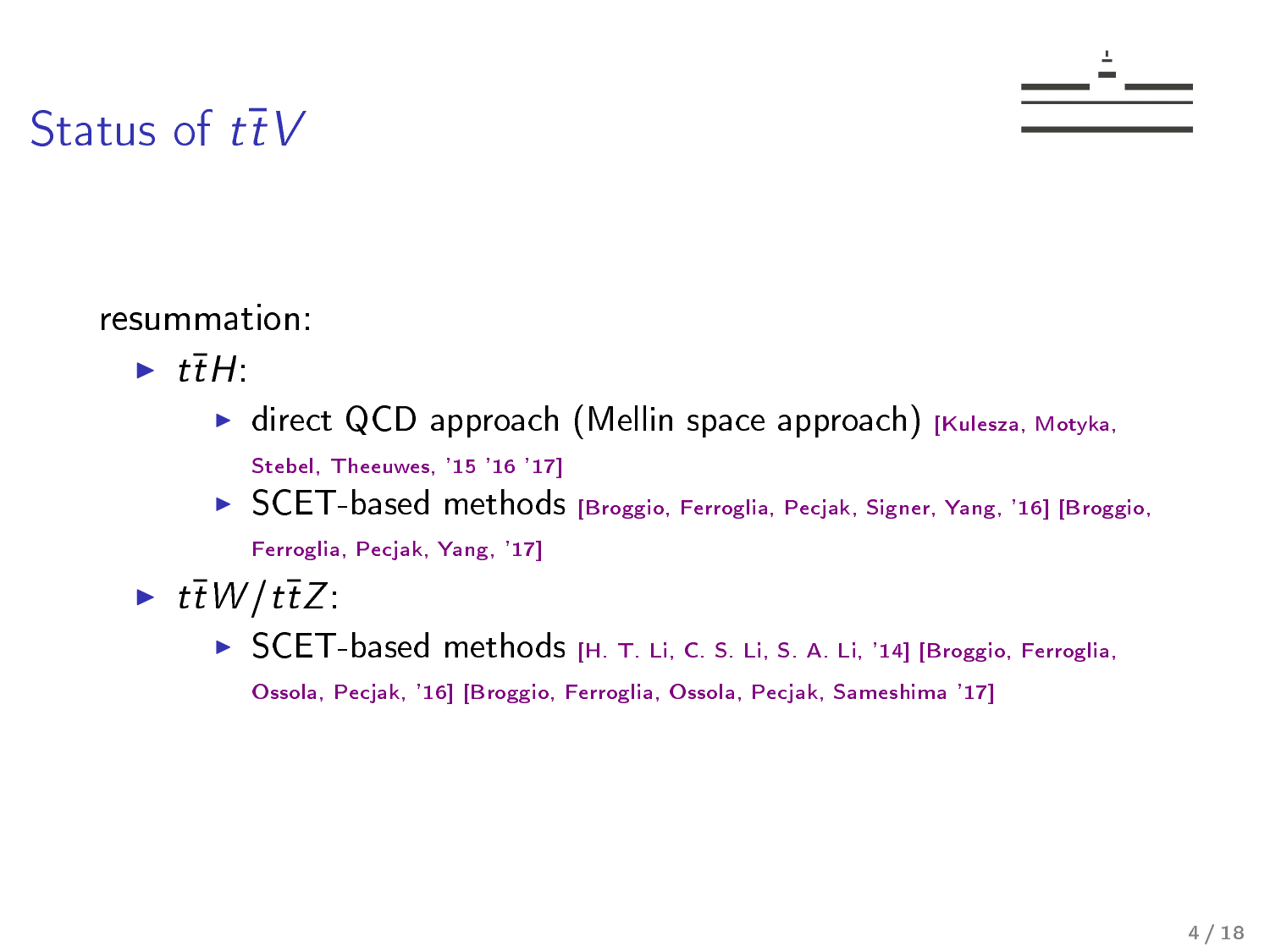# Status of $t\bar{t}V$

resummation:

- $t\bar{t}H$:
  - direct QCD approach (Mellin space approach) [Kulesza, Motyka, Stebel, Theeuwes, '15 '16 '17]
  - SCET-based methods [Broggio, Ferroglia, Pecjak, Signer, Yang, '16] [Broggio, Ferroglia, Pecjak, Yang, '17]
- $t\bar{t}W/t\bar{t}Z$:
  - SCET-based methods [H. T. Li, C. S. Li, S. A. Li, '14] [Broggio, Ferroglia, Ossola, Pecjak, '16] [Broggio, Ferroglia, Ossola, Pecjak, Sameshima '17]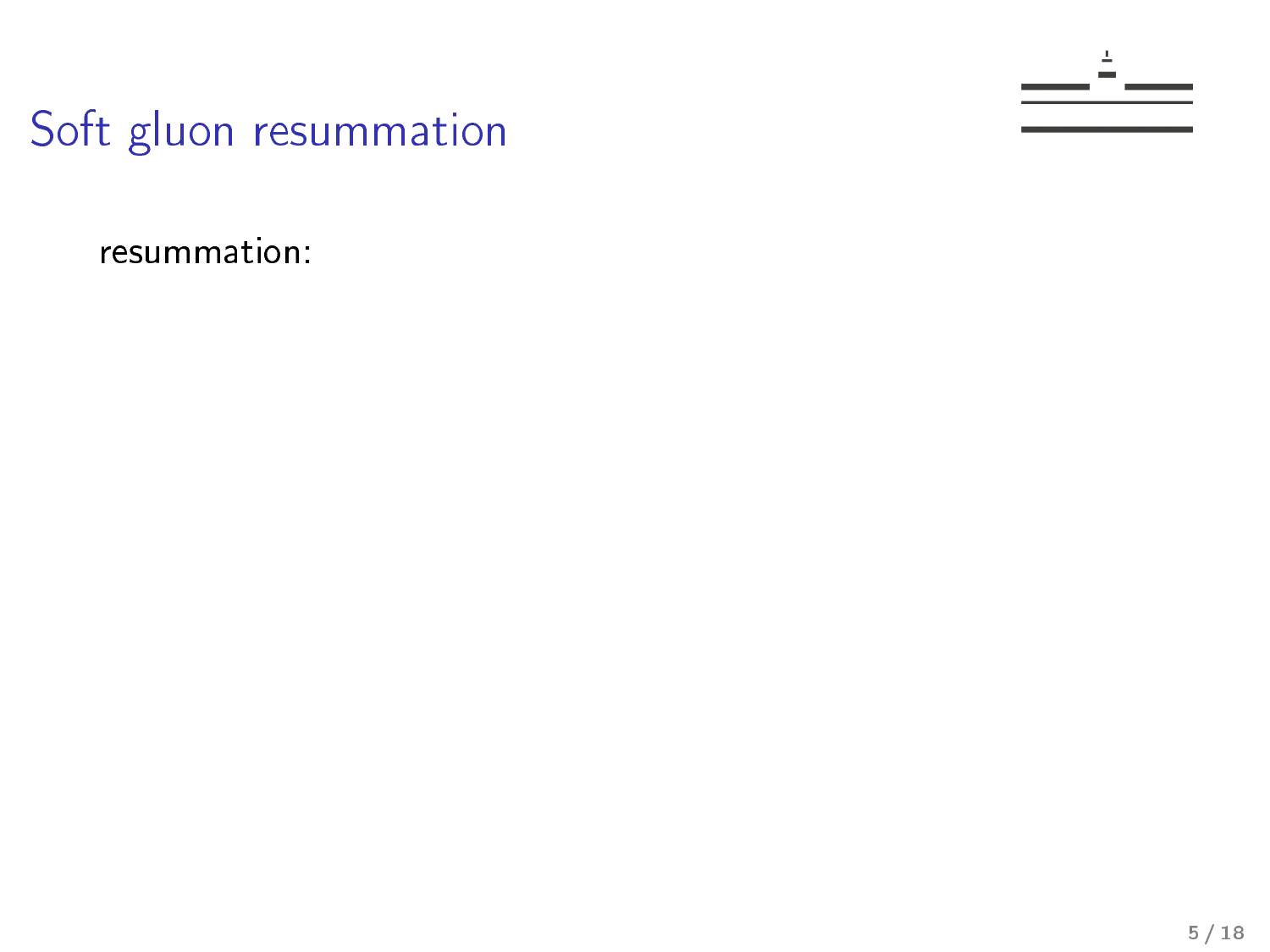# Soft gluon resummation

resummation: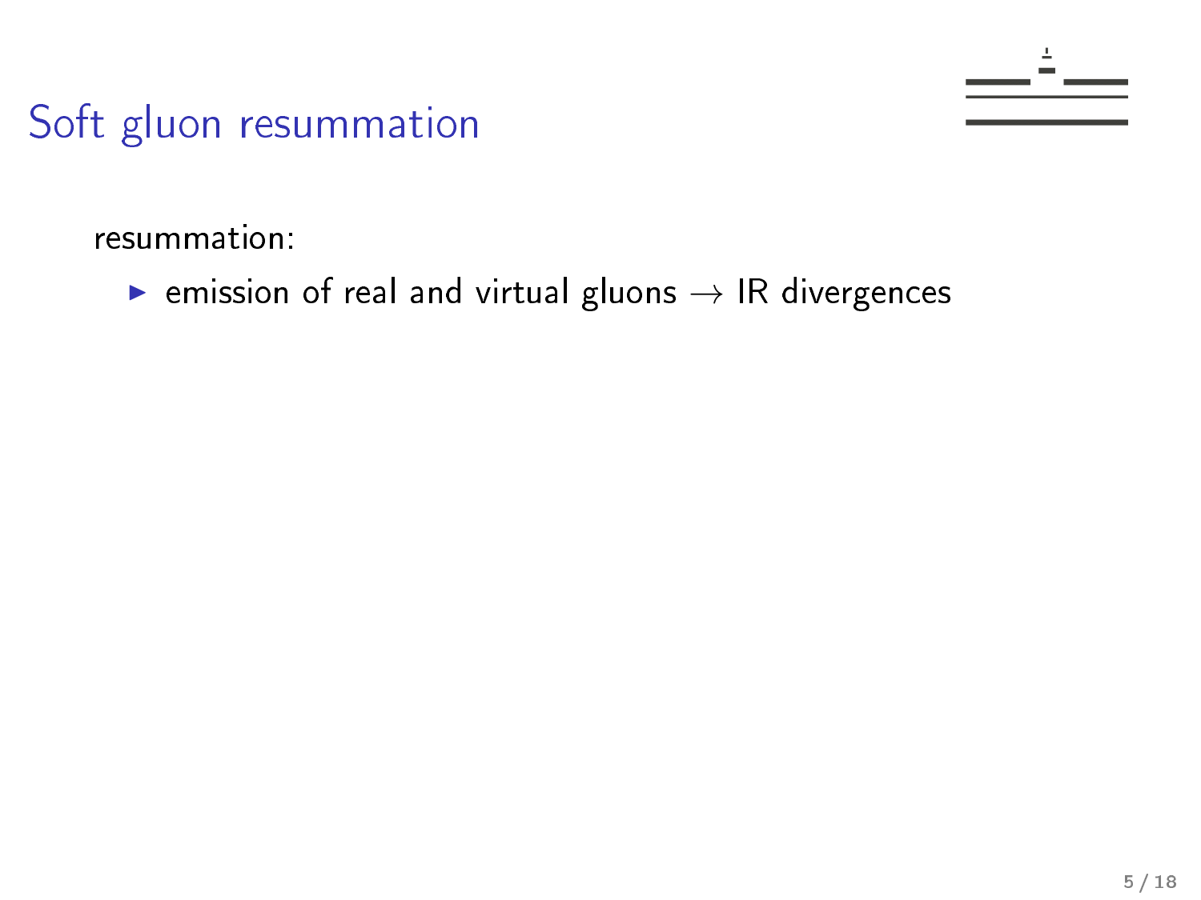# Soft gluon resummation

resummation:

- emission of real and virtual gluons $\rightarrow$ IR divergences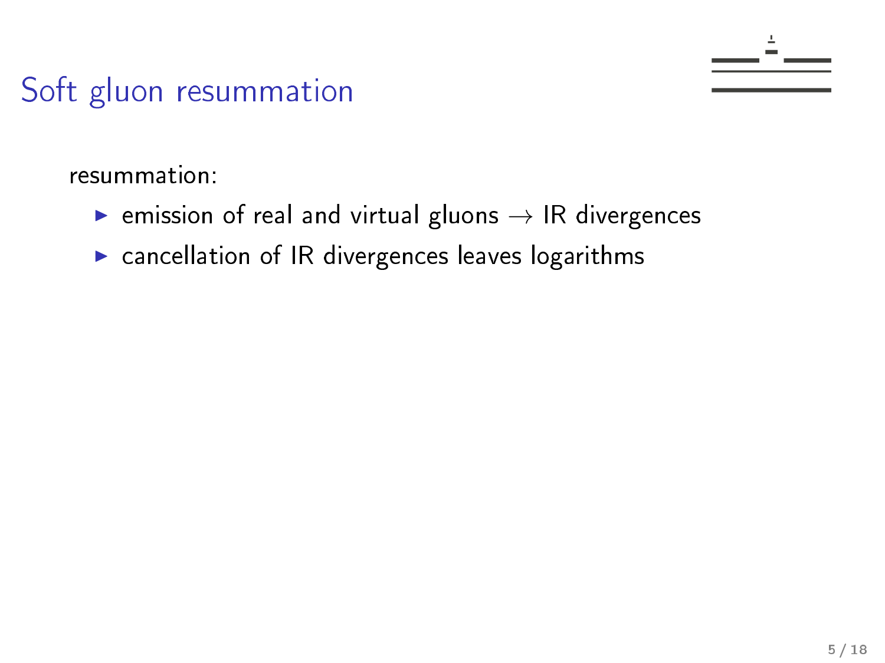# Soft gluon resummation

resummation:

- emission of real and virtual gluons $\rightarrow$ IR divergences
- cancellation of IR divergences leaves logarithms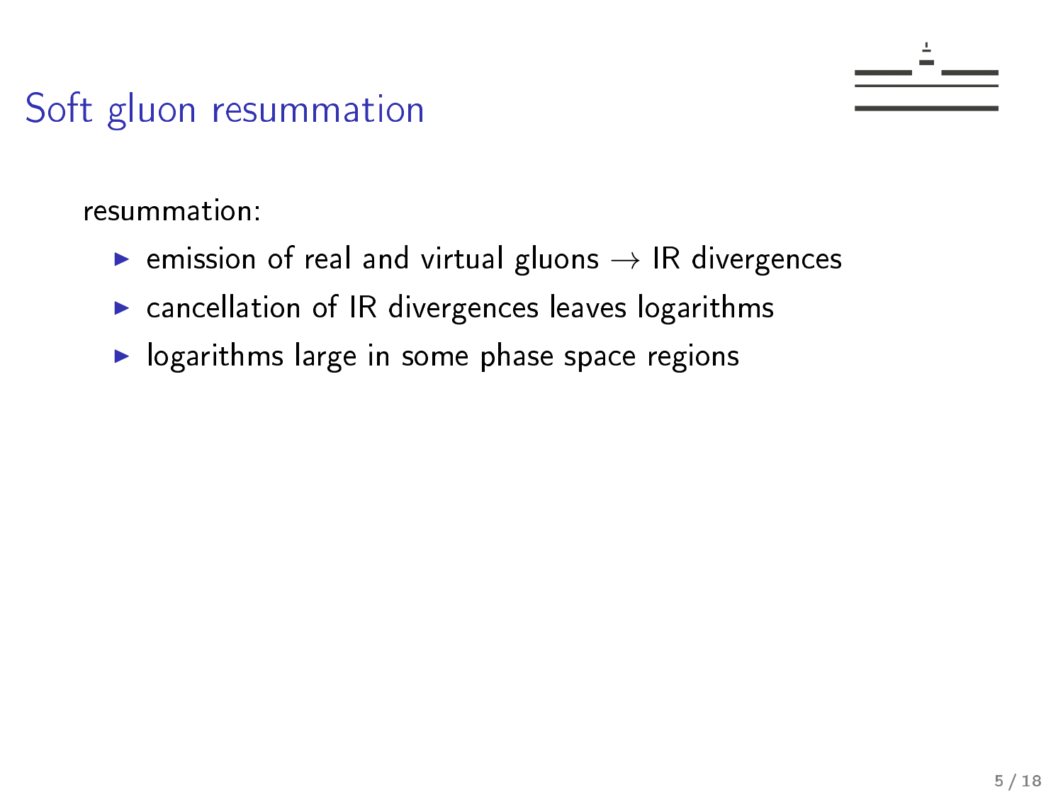# Soft gluon resummation

resummation:

- emission of real and virtual gluons $\rightarrow$ IR divergences
- cancellation of IR divergences leaves logarithms
- logarithms large in some phase space regions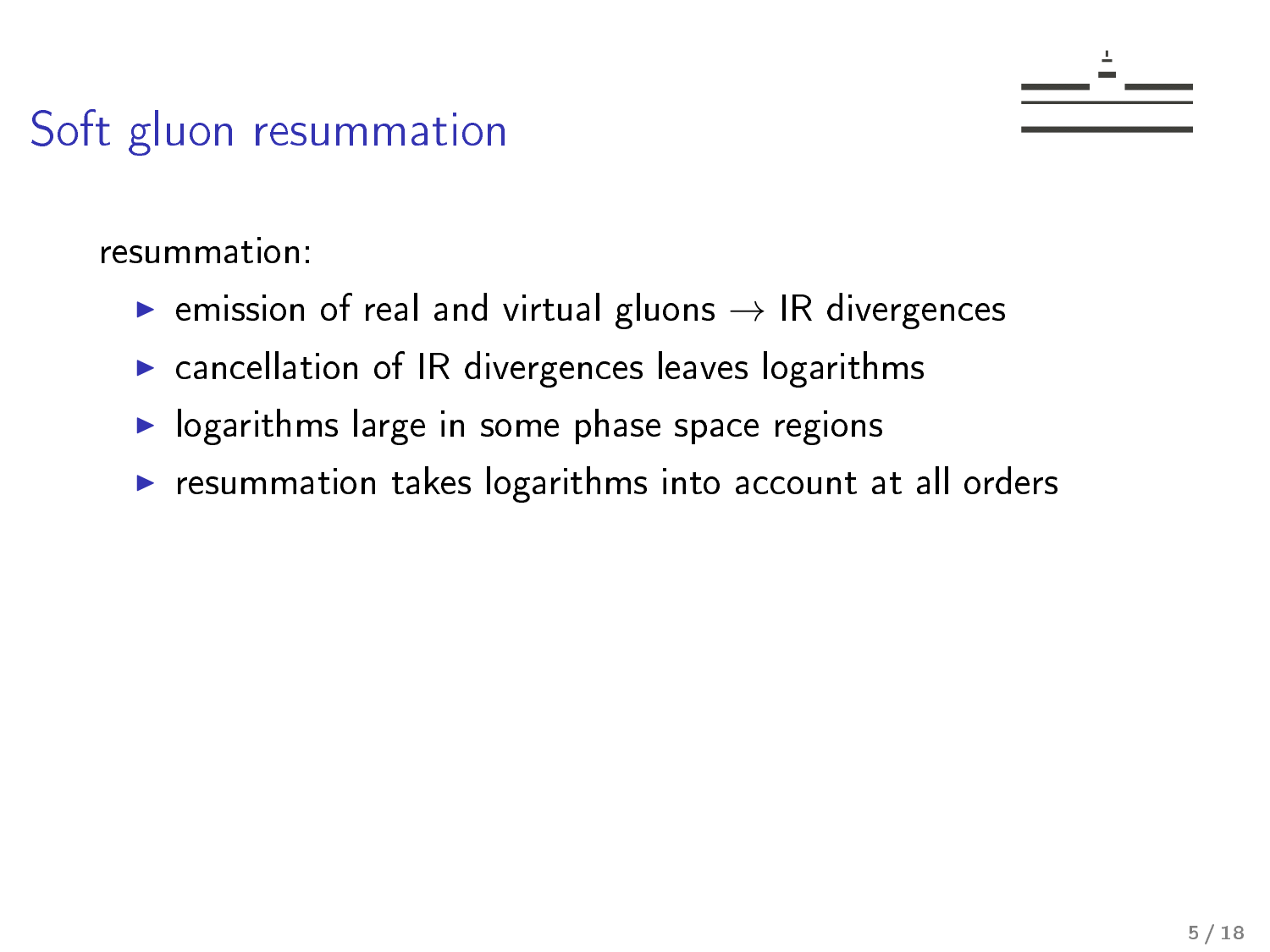# Soft gluon resummation

resummation:

- emission of real and virtual gluons $\rightarrow$ IR divergences
- cancellation of IR divergences leaves logarithms
- logarithms large in some phase space regions
- resummation takes logarithms into account at all orders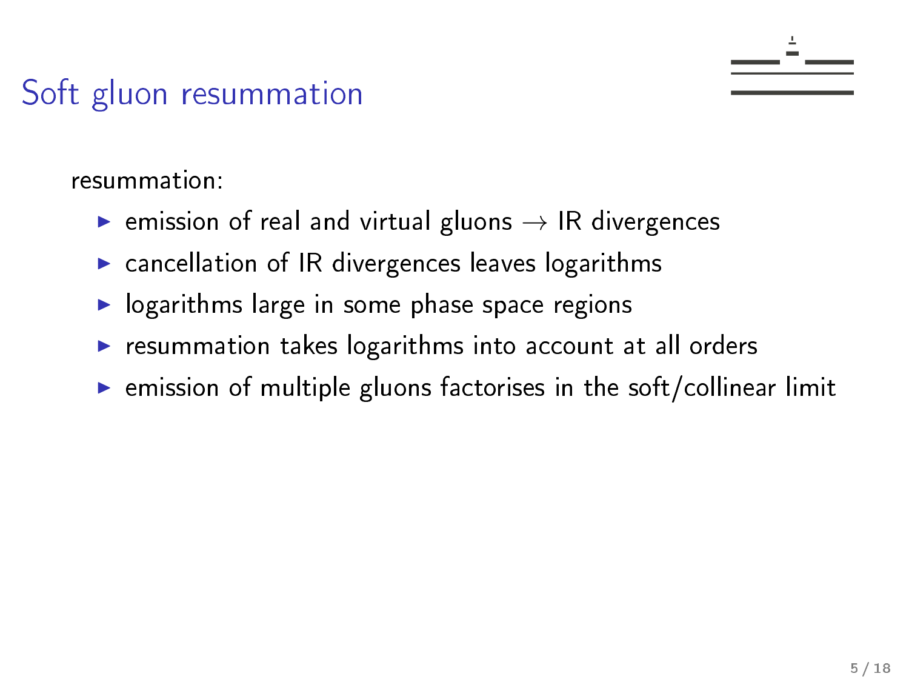# Soft gluon resummation

resummation:

- emission of real and virtual gluons $\rightarrow$ IR divergences
- cancellation of IR divergences leaves logarithms
- logarithms large in some phase space regions
- resummation takes logarithms into account at all orders
- emission of multiple gluons factorises in the soft/collinear limit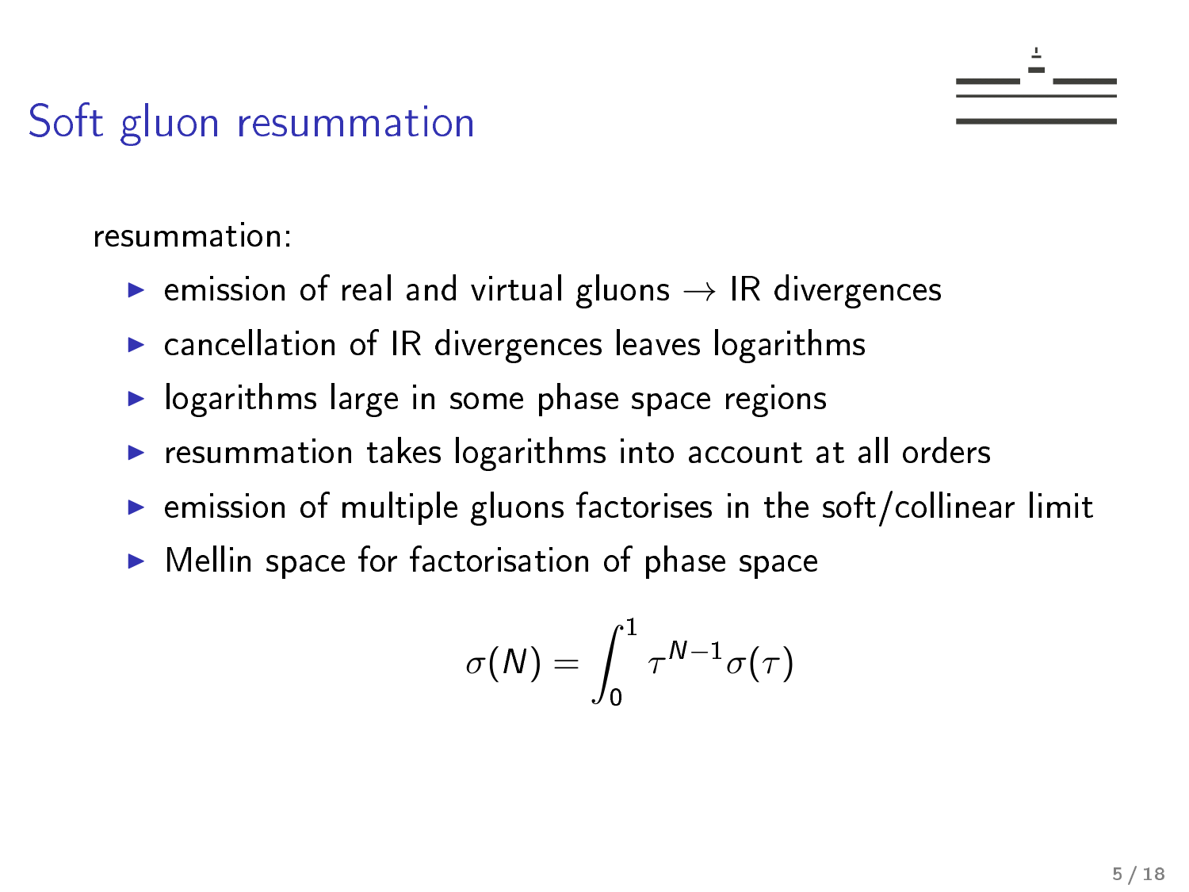# Soft gluon resummation

resummation:

- emission of real and virtual gluons → IR divergences
- cancellation of IR divergences leaves logarithms
- logarithms large in some phase space regions
- resummation takes logarithms into account at all orders
- emission of multiple gluons factorises in the soft/collinear limit
- Mellin space for factorisation of phase space

$$\sigma(N) = \int_0^1 \tau^{N-1} \sigma(\tau)$$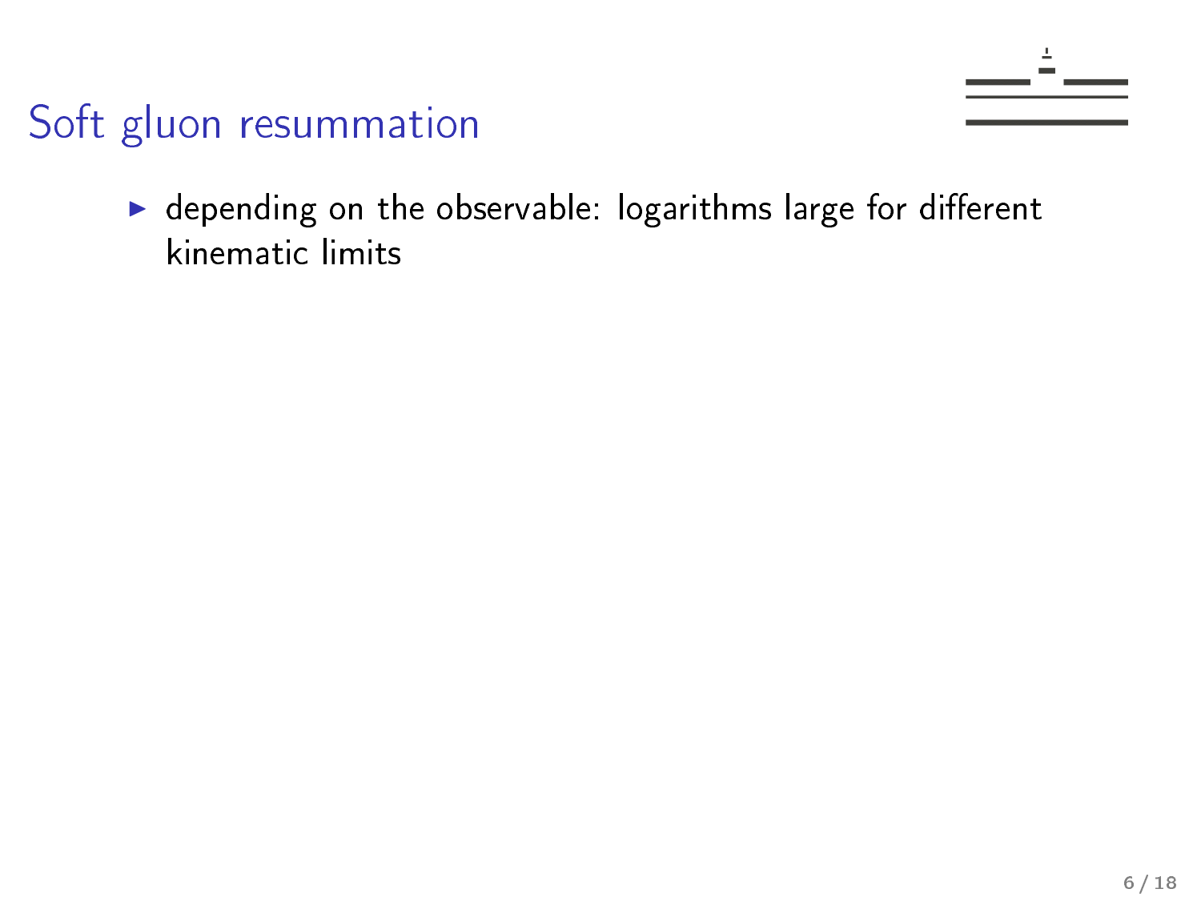# Soft gluon resummation

- depending on the observable: logarithms large for different kinematic limits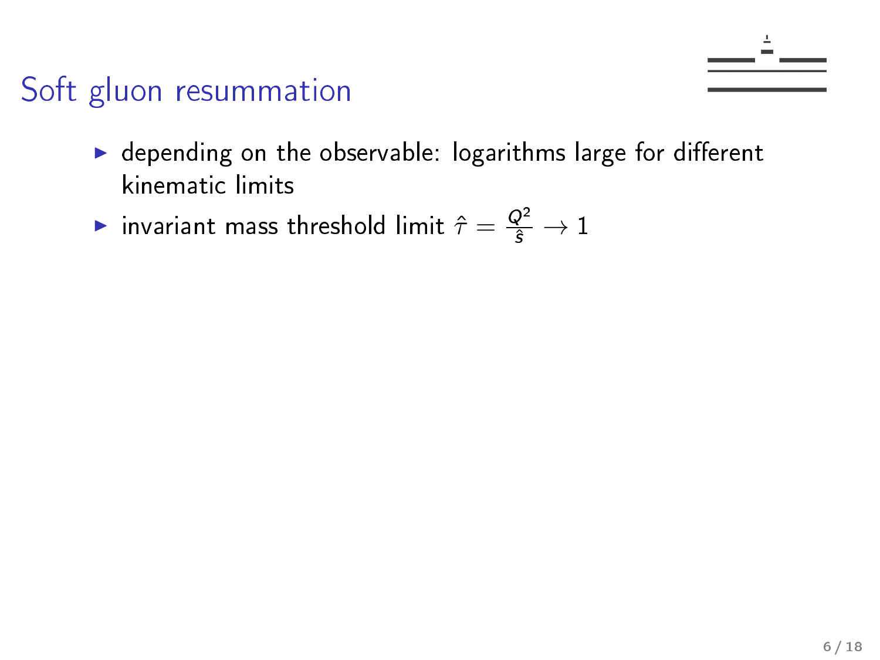# Soft gluon resummation

- depending on the observable: logarithms large for different kinematic limits
- invariant mass threshold limit $\hat{\tau} = \frac{Q^2}{\hat{s}} \to 1$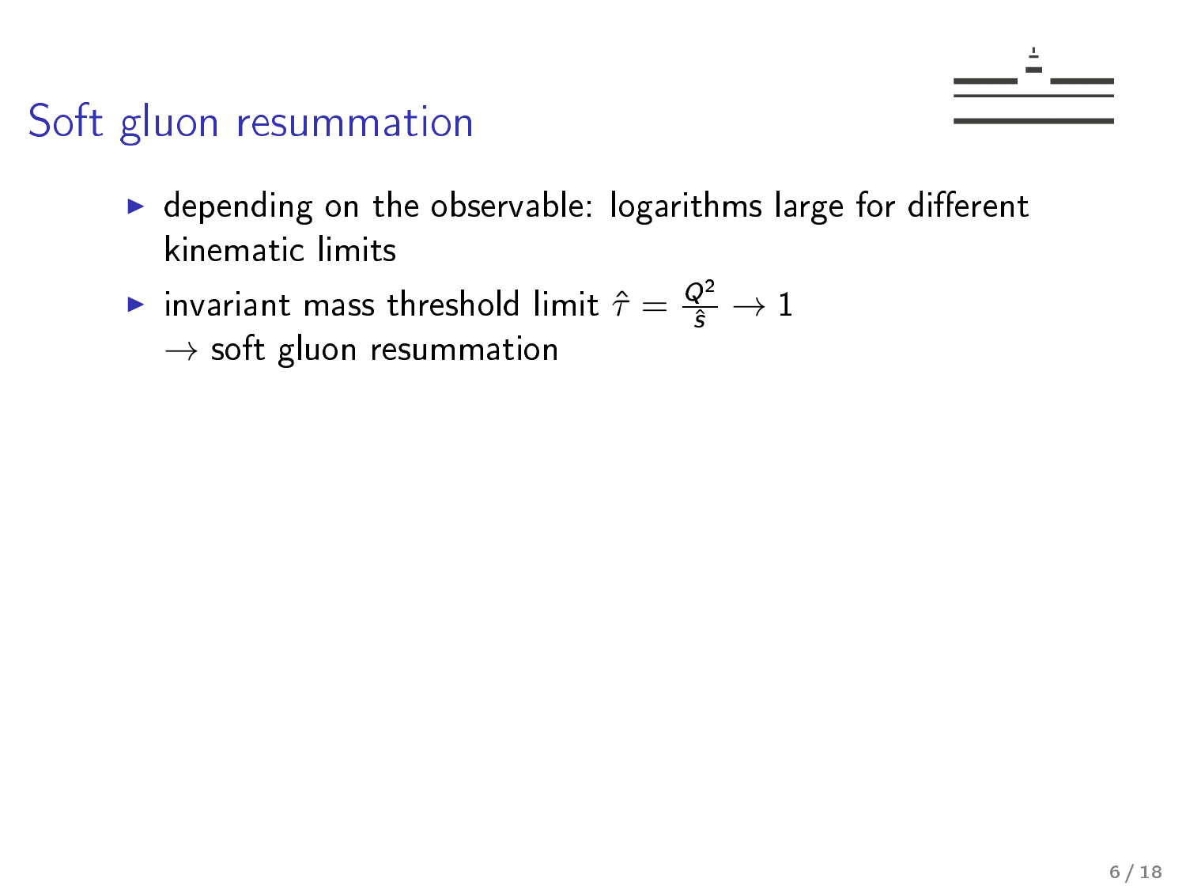# Soft gluon resummation

- depending on the observable: logarithms large for different kinematic limits
- invariant mass threshold limit $\hat{\tau} = \frac{Q^2}{\hat{s}} \to 1$
  $\to$ soft gluon resummation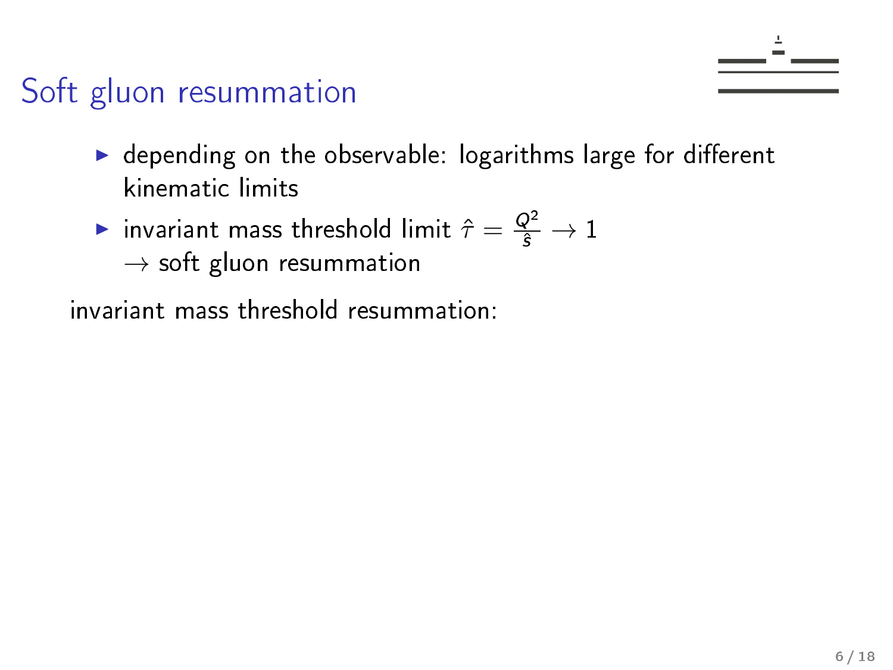# Soft gluon resummation

- depending on the observable: logarithms large for different kinematic limits
- invariant mass threshold limit $\hat{\tau} = \frac{Q^2}{\hat{s}} \to 1$
  $\to$ soft gluon resummation

invariant mass threshold resummation: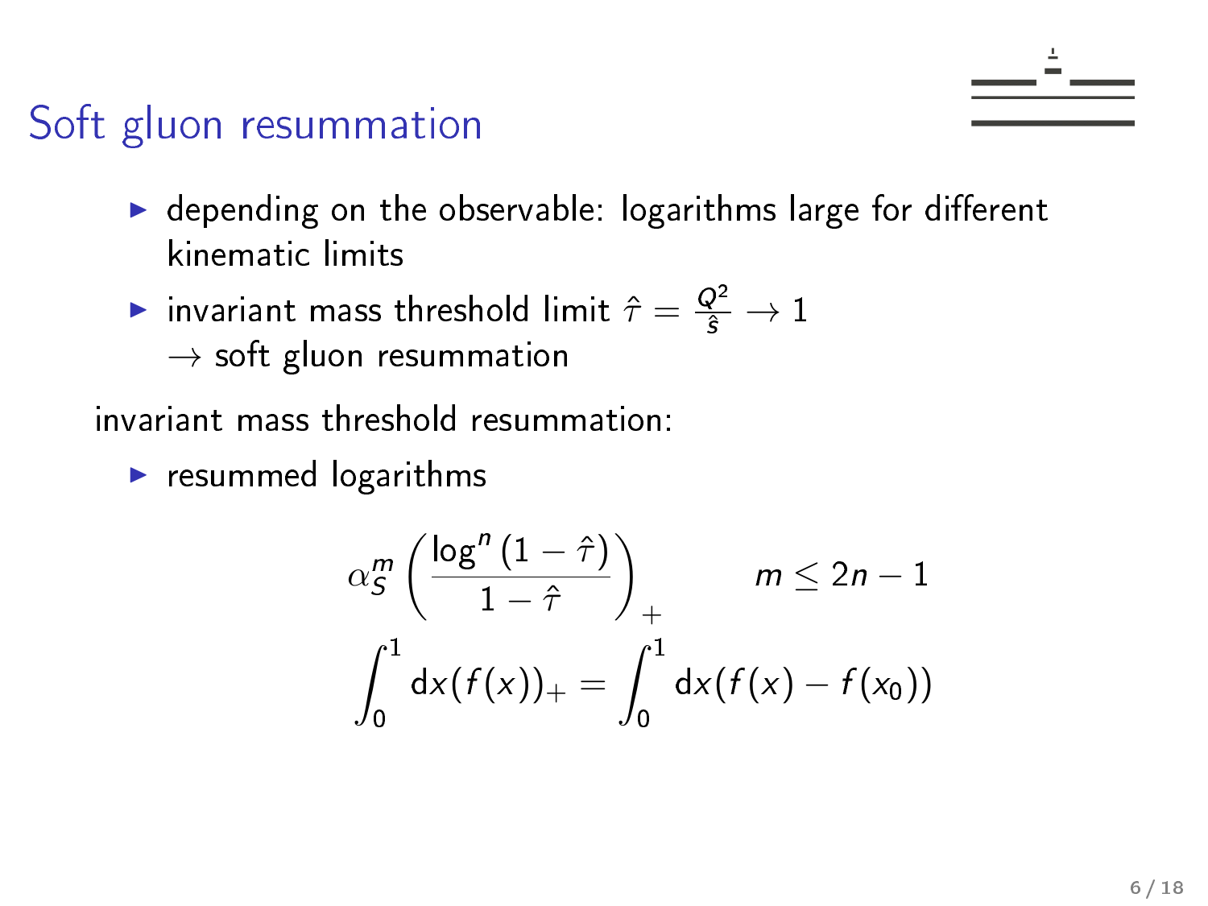# Soft gluon resummation

- depending on the observable: logarithms large for different kinematic limits
- invariant mass threshold limit $\hat{\tau} = \frac{Q^2}{\hat{s}} \to 1$
  $\to$ soft gluon resummation

invariant mass threshold resummation:

- resummed logarithms

$$\alpha_S^m \left( \frac{\log^n(1-\hat{\tau})}{1-\hat{\tau}} \right)_+ \qquad m \leq 2n-1$$

$$\int_0^1 \mathrm{d}x (f(x))_+ = \int_0^1 \mathrm{d}x (f(x) - f(x_0))$$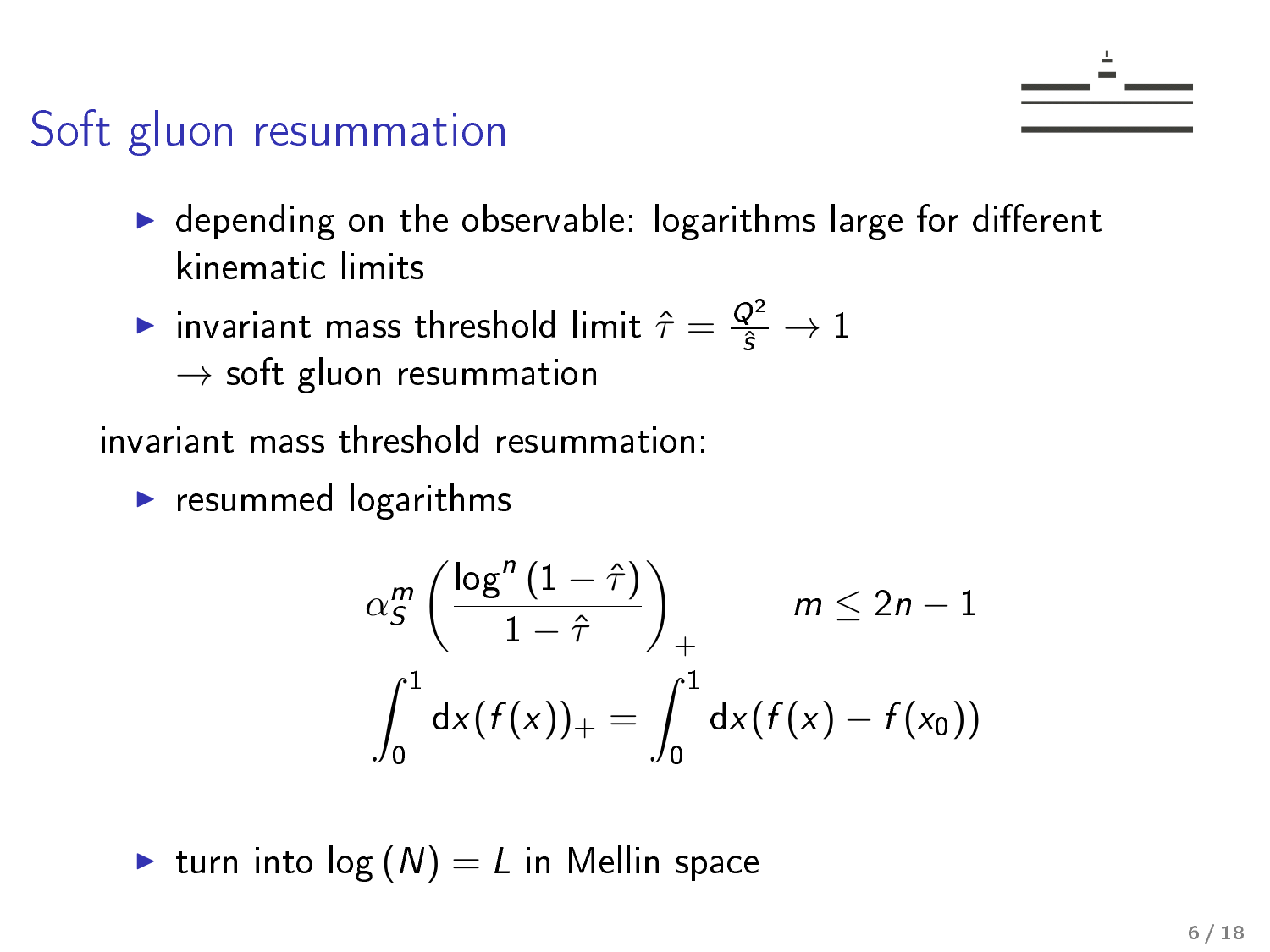# Soft gluon resummation

- depending on the observable: logarithms large for different kinematic limits
- invariant mass threshold limit $\hat{\tau} = \frac{Q^2}{\hat{s}} \to 1$
  $\to$ soft gluon resummation

invariant mass threshold resummation:

- resummed logarithms

$$\alpha_S^m \left( \frac{\log^n (1 - \hat{\tau})}{1 - \hat{\tau}} \right)_+ \qquad m \leq 2n - 1$$

$$\int_0^1 \mathrm{d}x (f(x))_+ = \int_0^1 \mathrm{d}x (f(x) - f(x_0))$$

- turn into $\log(N) = L$ in Mellin space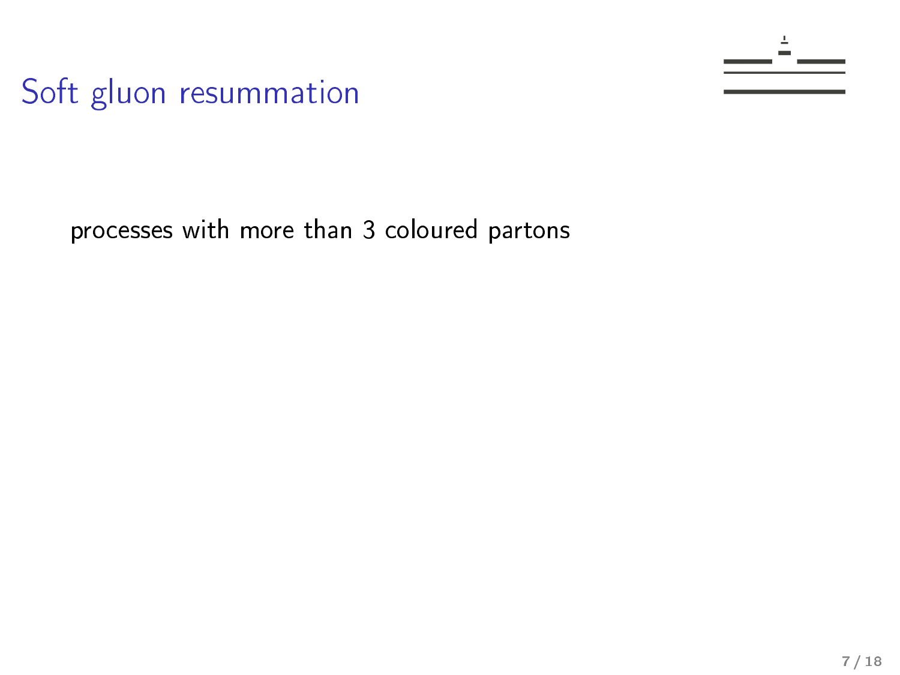# Soft gluon resummation

processes with more than 3 coloured partons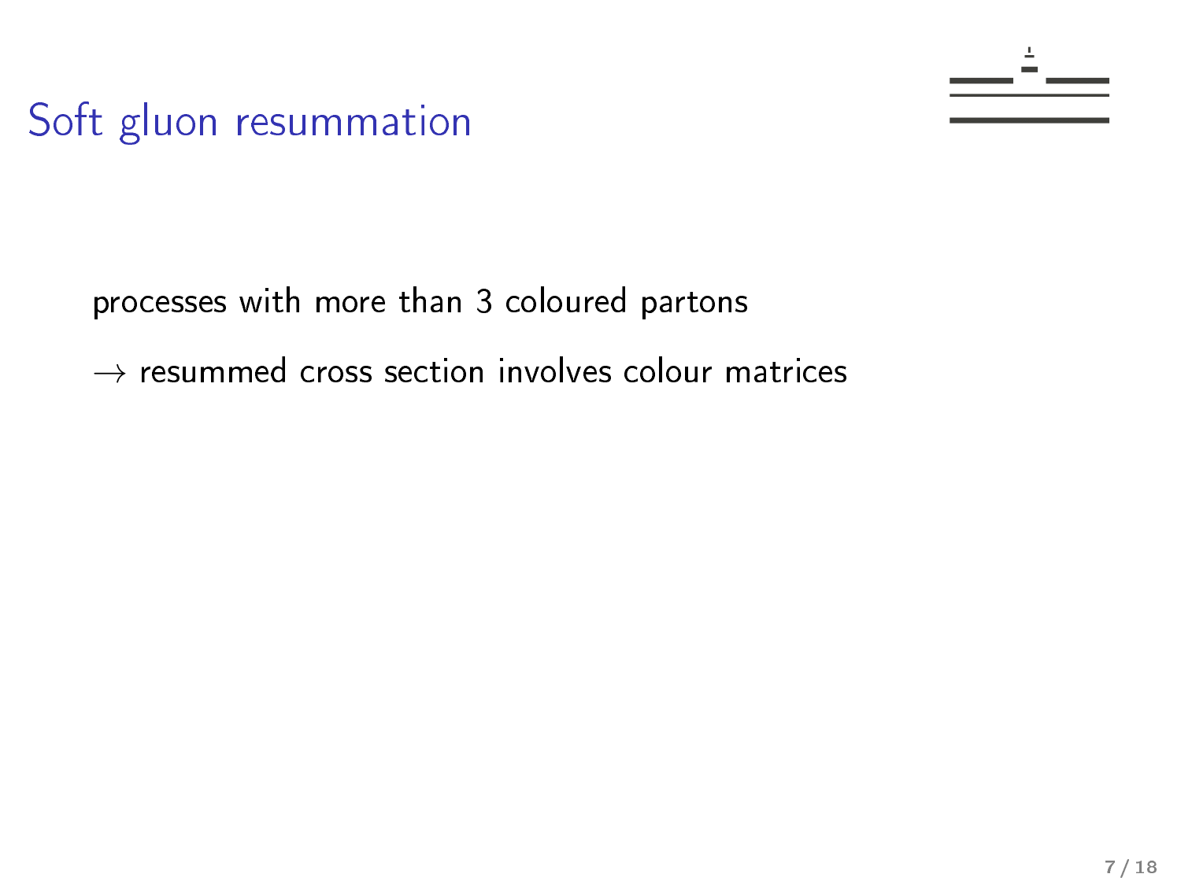# Soft gluon resummation

processes with more than 3 coloured partons

$\rightarrow$ resummed cross section involves colour matrices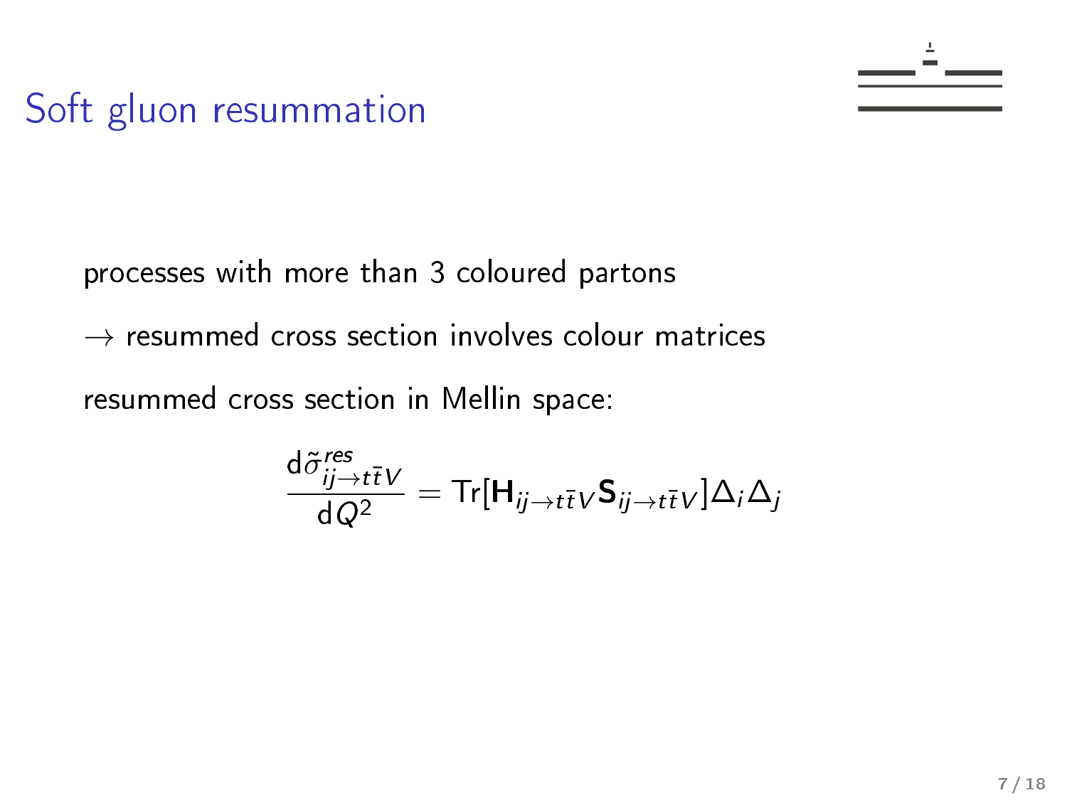# Soft gluon resummation

processes with more than 3 coloured partons

$\rightarrow$ resummed cross section involves colour matrices

resummed cross section in Mellin space:

$$\frac{d\tilde{\sigma}^{res}_{ij\rightarrow t\bar{t}V}}{dQ^2} = \mathrm{Tr}[\mathbf{H}_{ij\rightarrow t\bar{t}V}\mathbf{S}_{ij\rightarrow t\bar{t}V}]\Delta_i\Delta_j$$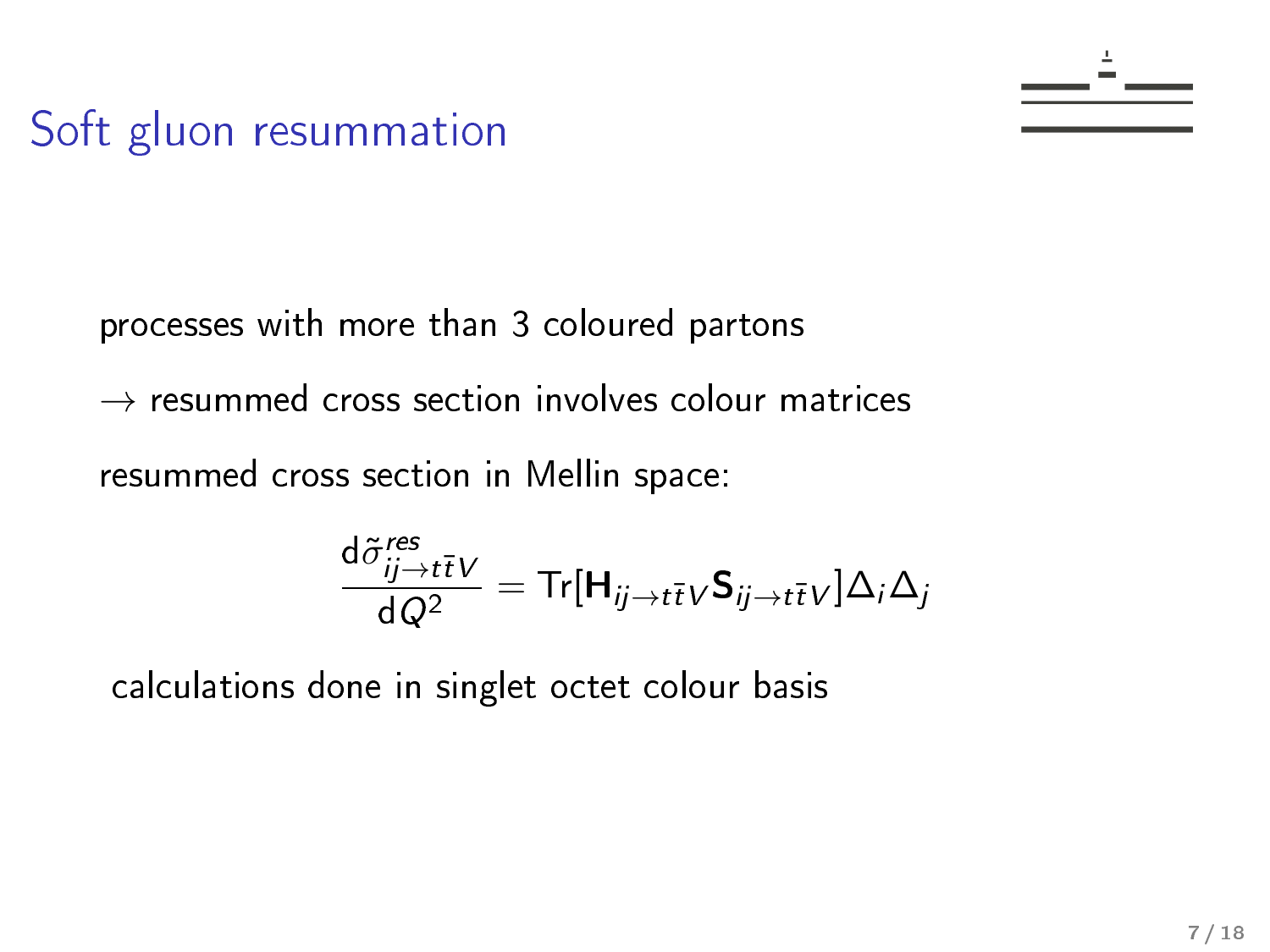# Soft gluon resummation

processes with more than 3 coloured partons

$\rightarrow$ resummed cross section involves colour matrices

resummed cross section in Mellin space:

$$\frac{d\tilde{\sigma}^{res}_{ij\rightarrow t\bar{t}V}}{dQ^2} = \text{Tr}[\mathbf{H}_{ij\rightarrow t\bar{t}V}\mathbf{S}_{ij\rightarrow t\bar{t}V}]\Delta_i\Delta_j$$

calculations done in singlet octet colour basis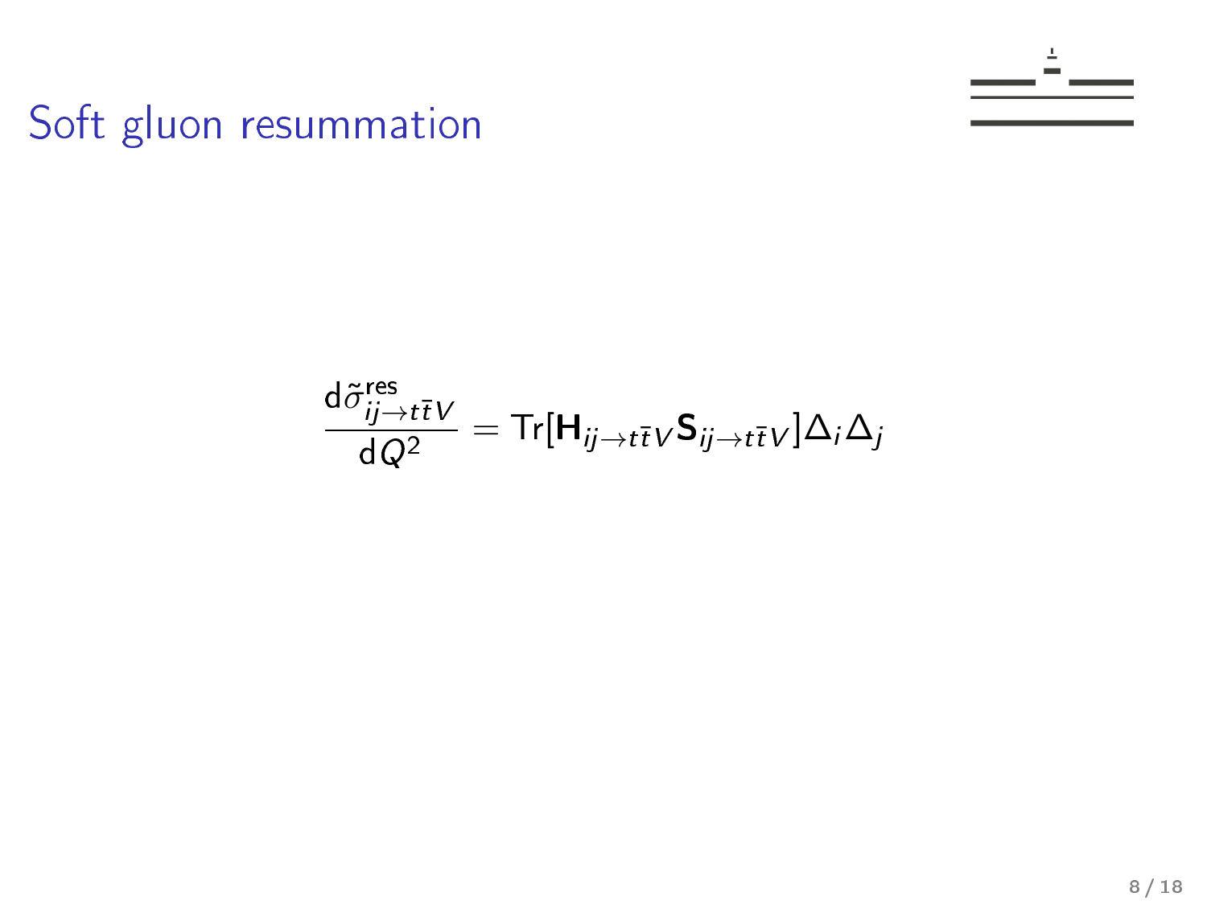# Soft gluon resummation

$$\frac{\mathrm{d}\tilde{\sigma}^{\mathrm{res}}_{ij\to t\bar{t}V}}{\mathrm{d}Q^2} = \mathrm{Tr}[\mathbf{H}_{ij\to t\bar{t}V}\mathbf{S}_{ij\to t\bar{t}V}]\Delta_i\Delta_j$$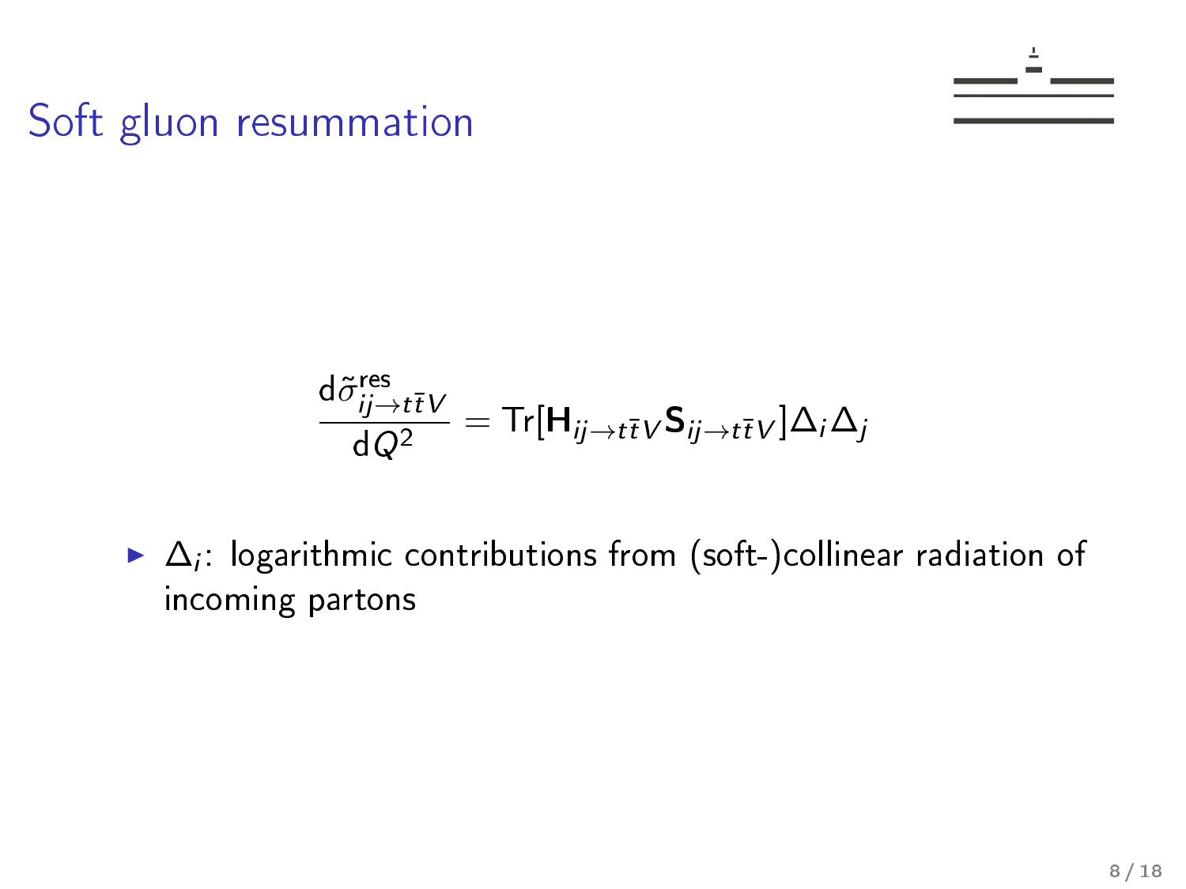# Soft gluon resummation

$$\frac{d\tilde{\sigma}^{\text{res}}_{ij\to t\bar{t}V}}{dQ^2} = \text{Tr}[\mathbf{H}_{ij\to t\bar{t}V}\mathbf{S}_{ij\to t\bar{t}V}]\Delta_i\Delta_j$$

- $\Delta_i$: logarithmic contributions from (soft-)collinear radiation of incoming partons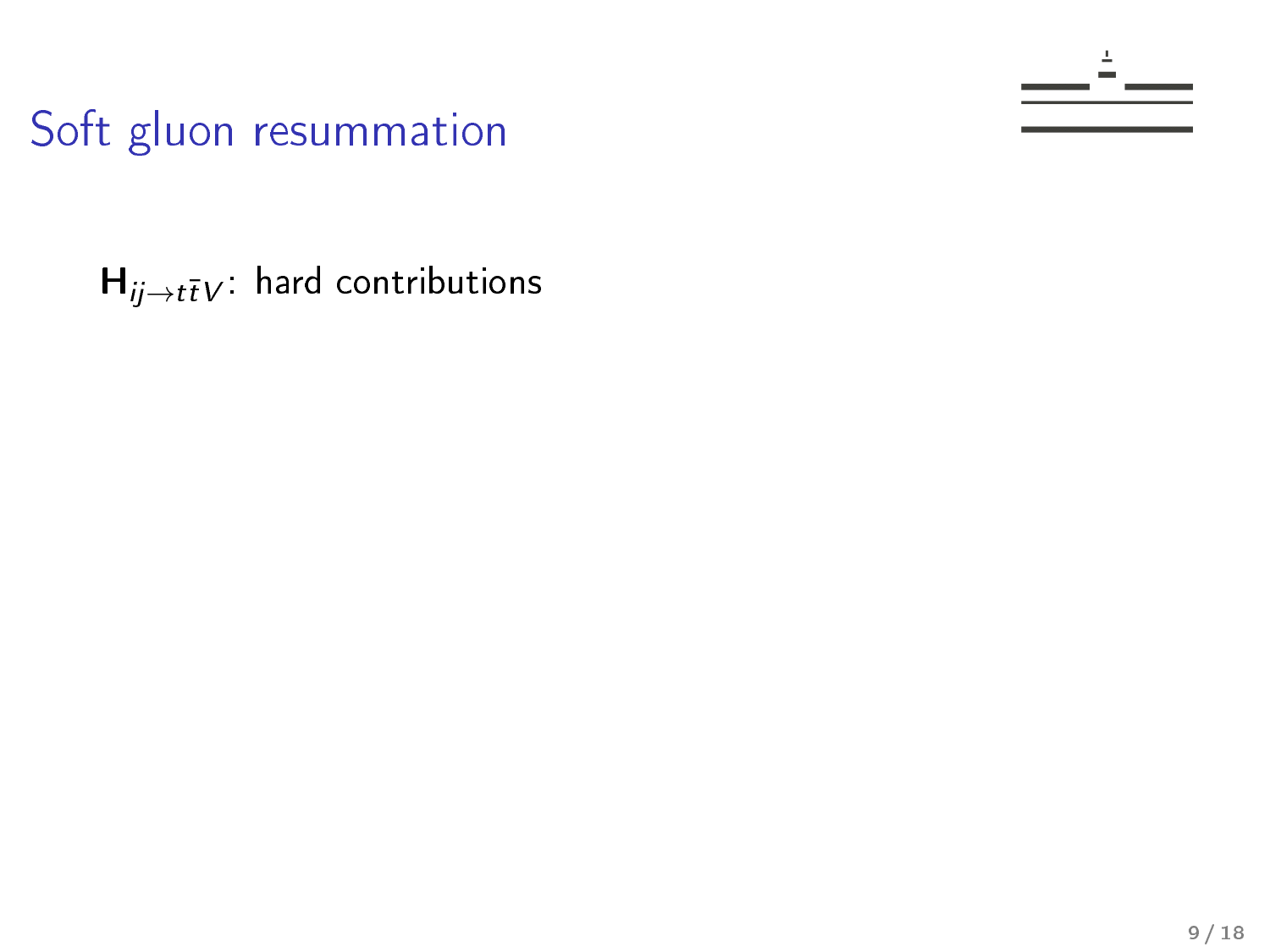# Soft gluon resummation

$\mathbf{H}_{ij \to t\bar{t}V}$: hard contributions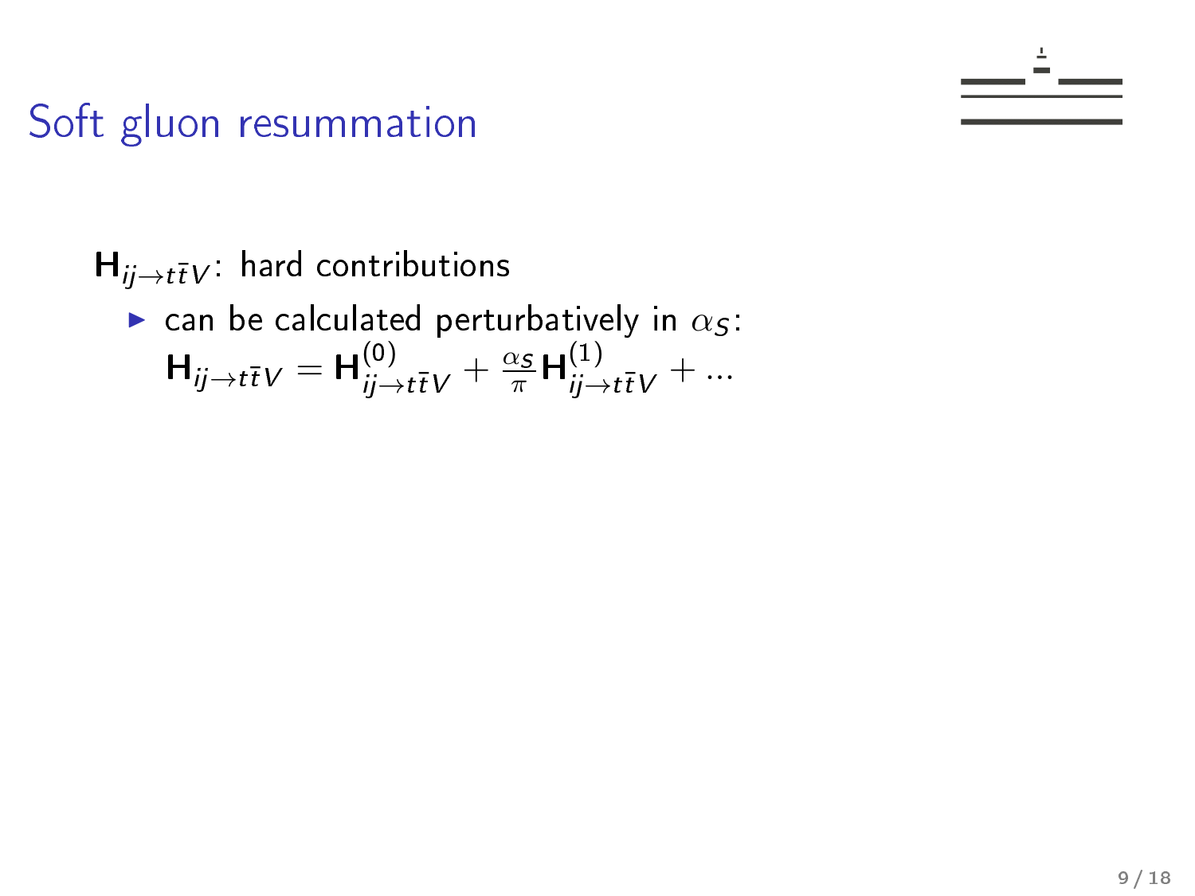# Soft gluon resummation

$\mathbf{H}_{ij\to t\bar{t}V}$: hard contributions

- can be calculated perturbatively in $\alpha_S$:
  $\mathbf{H}_{ij\to t\bar{t}V} = \mathbf{H}^{(0)}_{ij\to t\bar{t}V} + \frac{\alpha_S}{\pi}\mathbf{H}^{(1)}_{ij\to t\bar{t}V} + ...$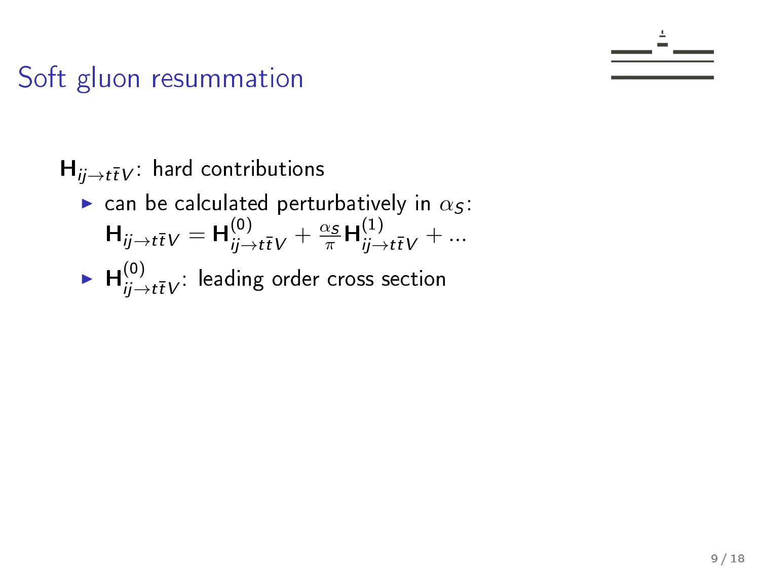# Soft gluon resummation

$\mathbf{H}_{ij \to t\bar{t}V}$: hard contributions

- can be calculated perturbatively in $\alpha_S$:
  $\mathbf{H}_{ij \to t\bar{t}V} = \mathbf{H}^{(0)}_{ij \to t\bar{t}V} + \frac{\alpha_S}{\pi} \mathbf{H}^{(1)}_{ij \to t\bar{t}V} + \ldots$
- $\mathbf{H}^{(0)}_{ij \to t\bar{t}V}$: leading order cross section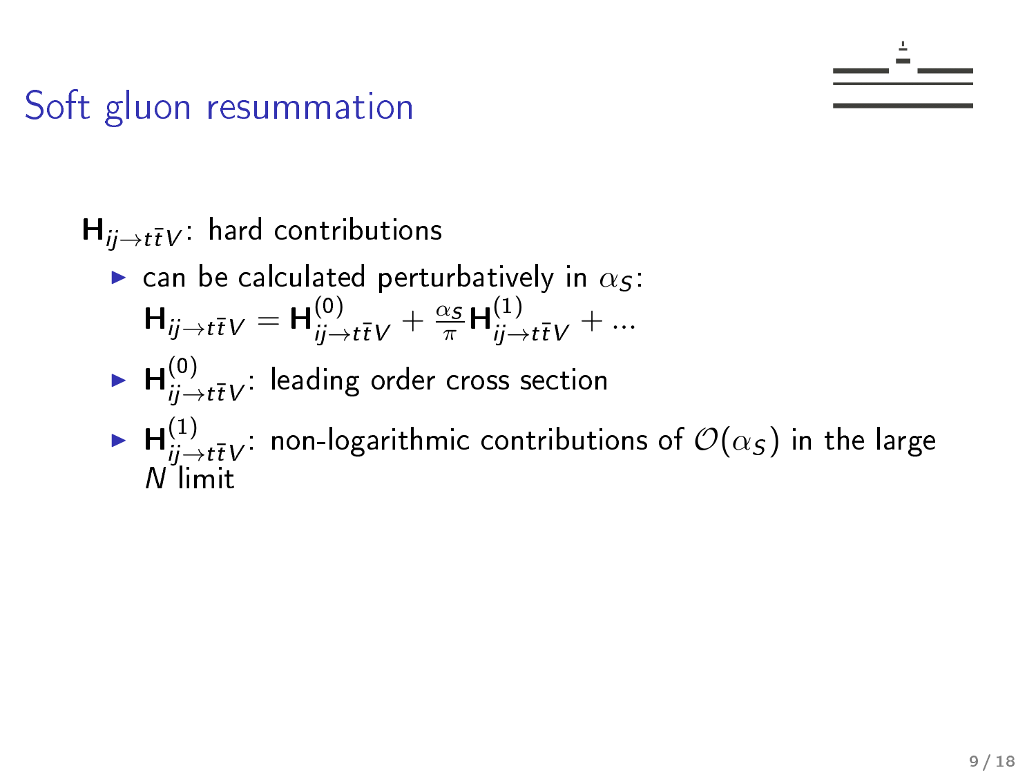# Soft gluon resummation

$\mathbf{H}_{ij\to t\bar{t}V}$: hard contributions

- can be calculated perturbatively in $\alpha_S$: $\mathbf{H}_{ij\to t\bar{t}V} = \mathbf{H}^{(0)}_{ij\to t\bar{t}V} + \frac{\alpha_S}{\pi}\mathbf{H}^{(1)}_{ij\to t\bar{t}V} + ...$
- $\mathbf{H}^{(0)}_{ij\to t\bar{t}V}$: leading order cross section
- $\mathbf{H}^{(1)}_{ij\to t\bar{t}V}$: non-logarithmic contributions of $\mathcal{O}(\alpha_S)$ in the large $N$ limit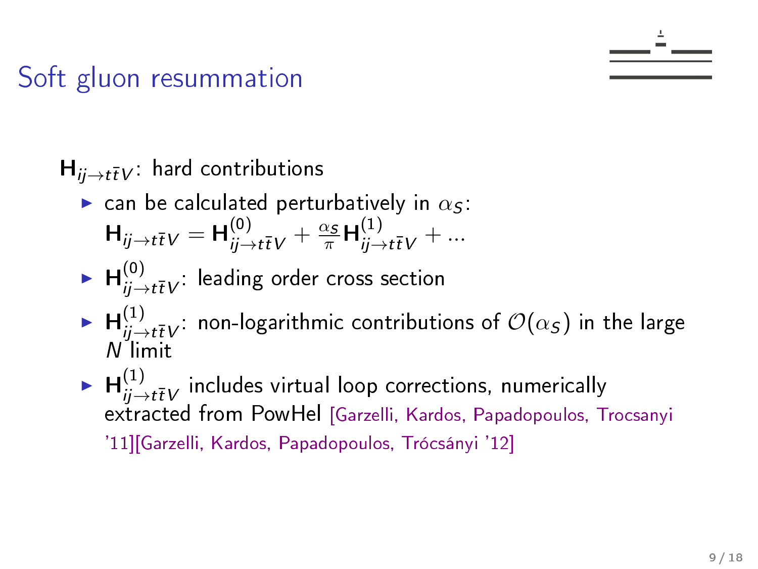# Soft gluon resummation

$\mathbf{H}_{ij \to t\bar{t}V}$: hard contributions

- can be calculated perturbatively in $\alpha_S$:
  $\mathbf{H}_{ij \to t\bar{t}V} = \mathbf{H}^{(0)}_{ij \to t\bar{t}V} + \frac{\alpha_S}{\pi} \mathbf{H}^{(1)}_{ij \to t\bar{t}V} + \ldots$
- $\mathbf{H}^{(0)}_{ij \to t\bar{t}V}$: leading order cross section
- $\mathbf{H}^{(1)}_{ij \to t\bar{t}V}$: non-logarithmic contributions of $\mathcal{O}(\alpha_S)$ in the large $N$ limit
- $\mathbf{H}^{(1)}_{ij \to t\bar{t}V}$ includes virtual loop corrections, numerically extracted from PowHel [Garzelli, Kardos, Papadopoulos, Trocsanyi '11][Garzelli, Kardos, Papadopoulos, Trócsányi '12]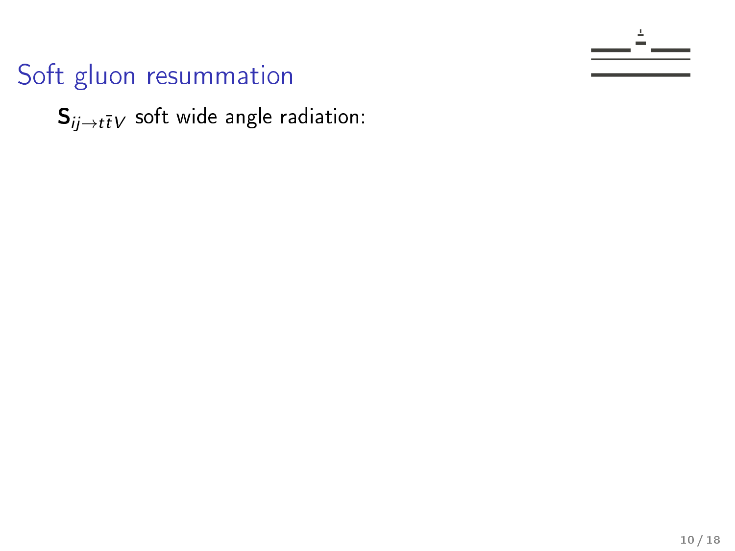# Soft gluon resummation

$\mathbf{S}_{ij \to t\bar{t}V}$ soft wide angle radiation: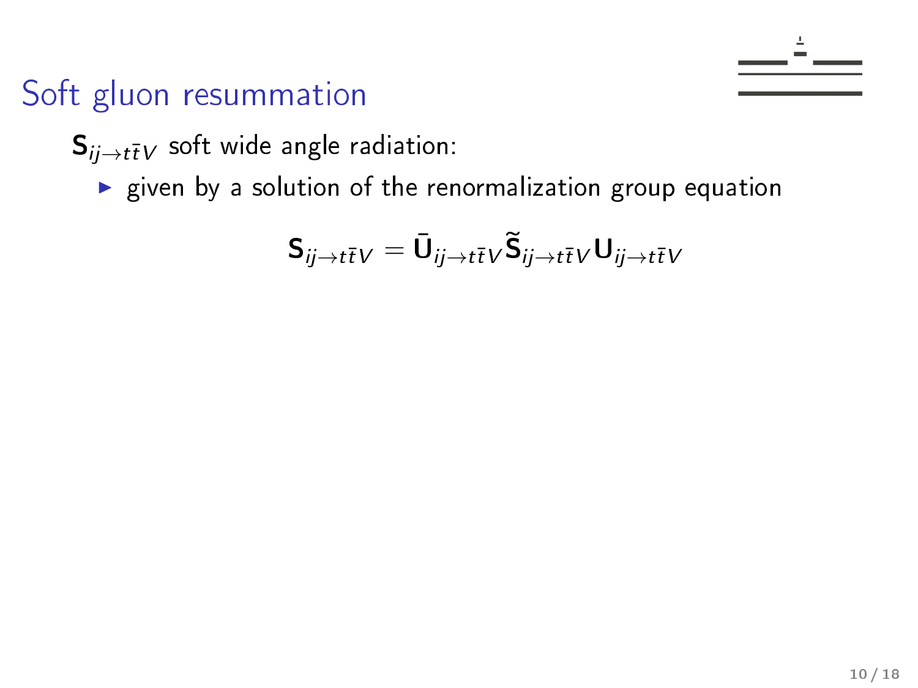# Soft gluon resummation

$\mathbf{S}_{ij\to t\bar{t}V}$ soft wide angle radiation:

- given by a solution of the renormalization group equation

$$\mathbf{S}_{ij\to t\bar{t}V} = \bar{\mathbf{U}}_{ij\to t\bar{t}V}\tilde{\mathbf{S}}_{ij\to t\bar{t}V}\mathbf{U}_{ij\to t\bar{t}V}$$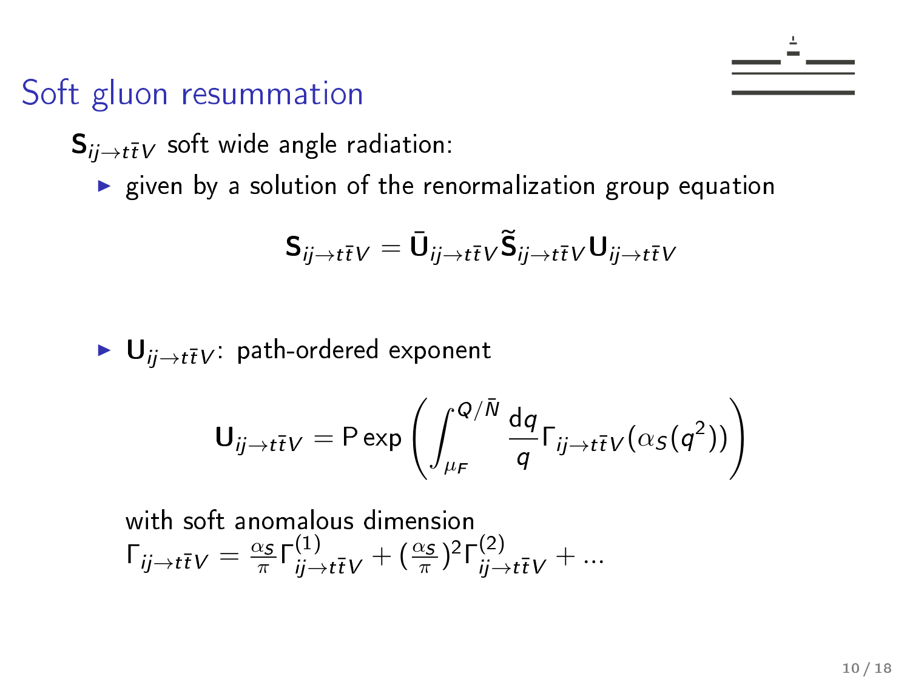# Soft gluon resummation

$\mathbf{S}_{ij\to t\bar{t}V}$ soft wide angle radiation:

- given by a solution of the renormalization group equation

$$\mathbf{S}_{ij\to t\bar{t}V} = \bar{\mathbf{U}}_{ij\to t\bar{t}V}\tilde{\mathbf{S}}_{ij\to t\bar{t}V}\mathbf{U}_{ij\to t\bar{t}V}$$

- $\mathbf{U}_{ij\to t\bar{t}V}$: path-ordered exponent

$$\mathbf{U}_{ij\to t\bar{t}V} = \mathrm{P}\exp\left(\int_{\mu_F}^{Q/\bar{N}} \frac{\mathrm{d}q}{q}\Gamma_{ij\to t\bar{t}V}(\alpha_S(q^2))\right)$$

  with soft anomalous dimension
  $\Gamma_{ij\to t\bar{t}V} = \frac{\alpha_S}{\pi}\Gamma^{(1)}_{ij\to t\bar{t}V} + (\frac{\alpha_S}{\pi})^2\Gamma^{(2)}_{ij\to t\bar{t}V} + \ldots$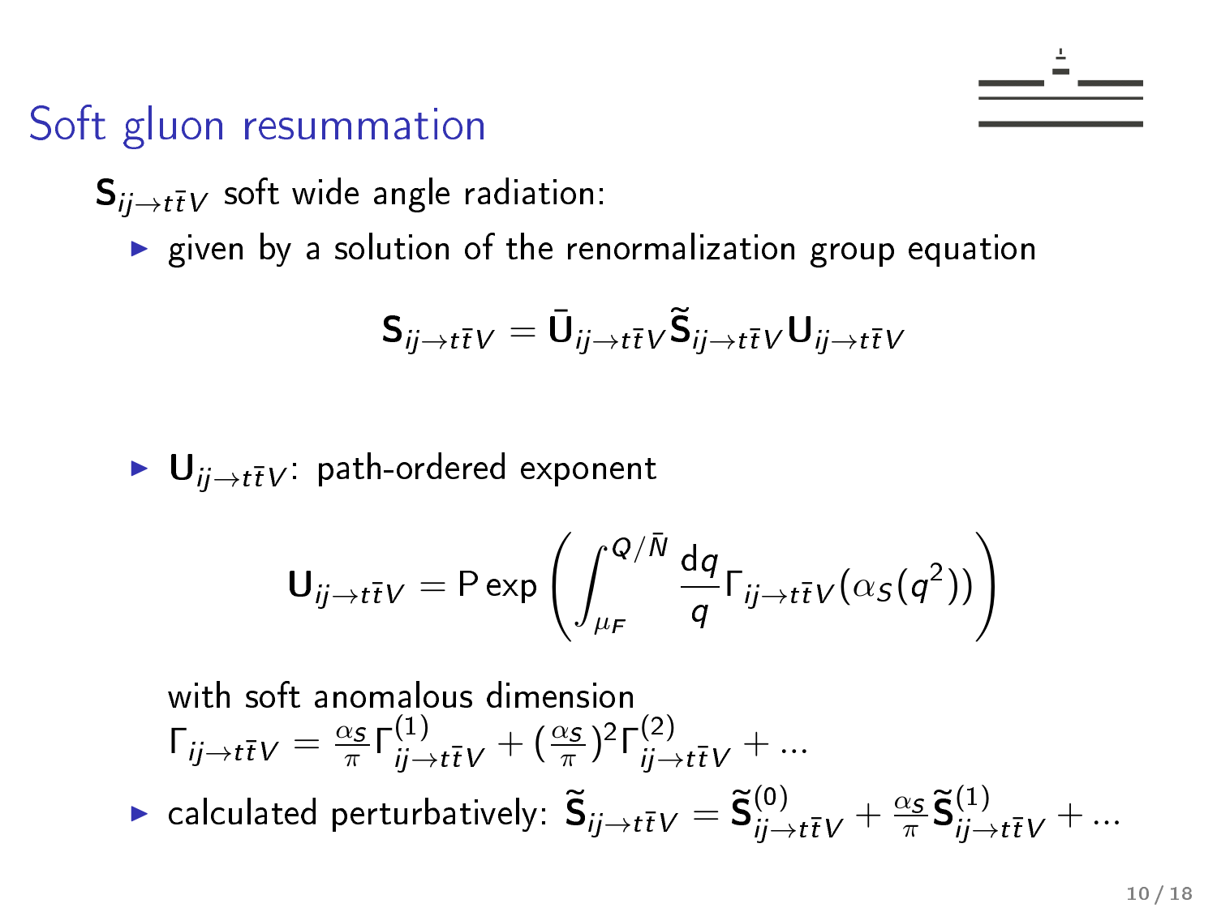# Soft gluon resummation

$\mathbf{S}_{ij\to t\bar{t}V}$ soft wide angle radiation:

- given by a solution of the renormalization group equation

$$\mathbf{S}_{ij\to t\bar{t}V} = \bar{\mathbf{U}}_{ij\to t\bar{t}V}\tilde{\mathbf{S}}_{ij\to t\bar{t}V}\mathbf{U}_{ij\to t\bar{t}V}$$

- $\mathbf{U}_{ij\to t\bar{t}V}$: path-ordered exponent

$$\mathbf{U}_{ij\to t\bar{t}V} = \mathrm{P}\exp\left(\int_{\mu_F}^{Q/\bar{N}} \frac{\mathrm{d}q}{q}\Gamma_{ij\to t\bar{t}V}(\alpha_S(q^2))\right)$$

  with soft anomalous dimension
  $\Gamma_{ij\to t\bar{t}V} = \frac{\alpha_S}{\pi}\Gamma^{(1)}_{ij\to t\bar{t}V} + (\frac{\alpha_S}{\pi})^2\Gamma^{(2)}_{ij\to t\bar{t}V} + \ldots$

- calculated perturbatively: $\tilde{\mathbf{S}}_{ij\to t\bar{t}V} = \tilde{\mathbf{S}}^{(0)}_{ij\to t\bar{t}V} + \frac{\alpha_S}{\pi}\tilde{\mathbf{S}}^{(1)}_{ij\to t\bar{t}V} + \ldots$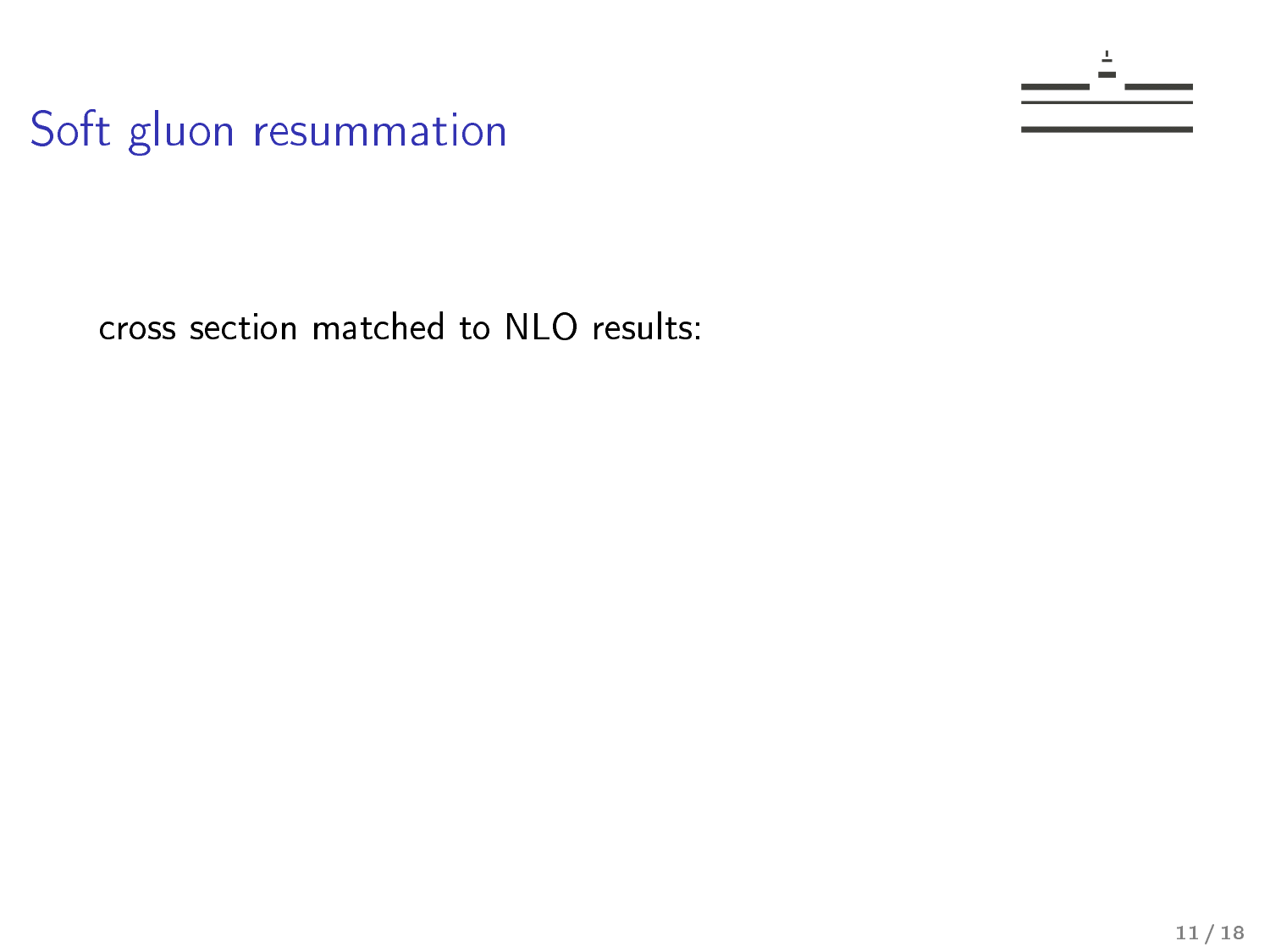# Soft gluon resummation

cross section matched to NLO results: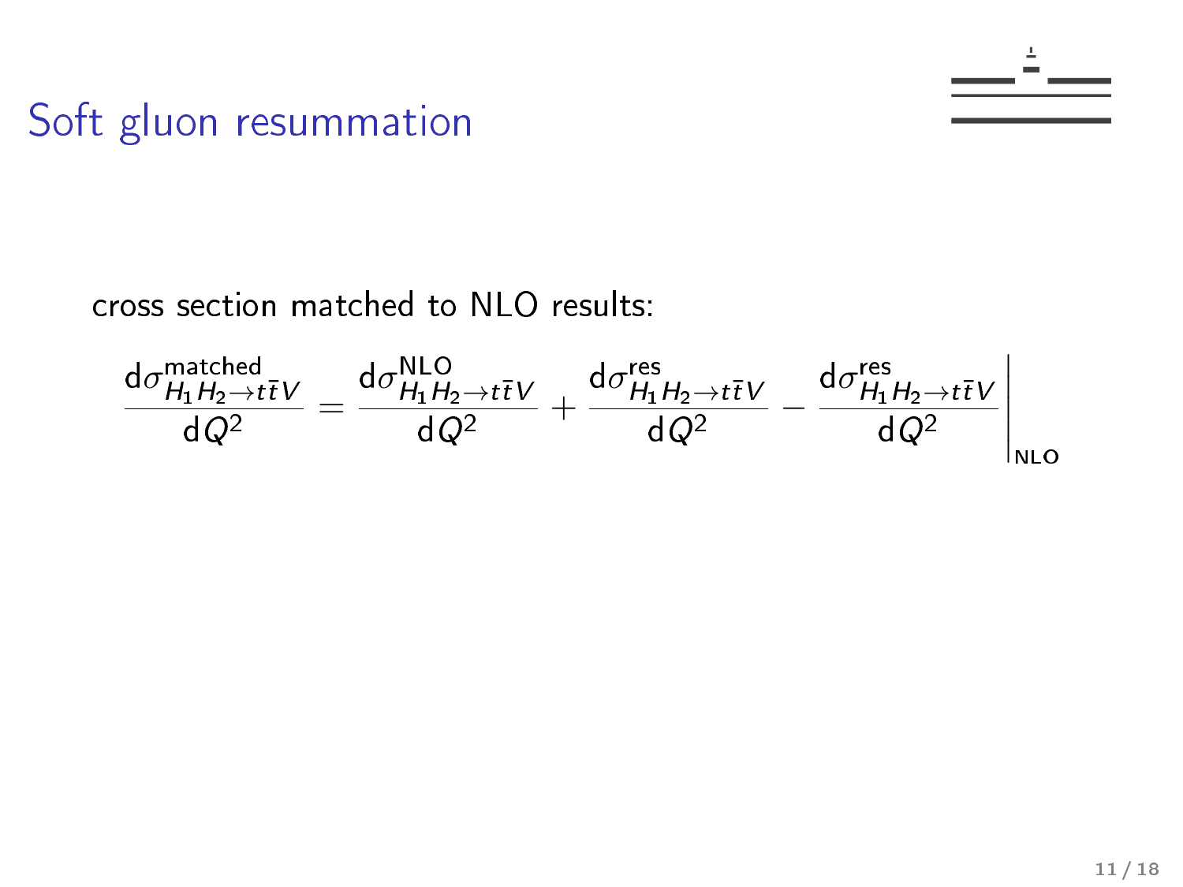# Soft gluon resummation

cross section matched to NLO results:

$$\frac{d\sigma^{\text{matched}}_{H_1 H_2 \to t\bar{t}V}}{dQ^2} = \frac{d\sigma^{\text{NLO}}_{H_1 H_2 \to t\bar{t}V}}{dQ^2} + \frac{d\sigma^{\text{res}}_{H_1 H_2 \to t\bar{t}V}}{dQ^2} - \left.\frac{d\sigma^{\text{res}}_{H_1 H_2 \to t\bar{t}V}}{dQ^2}\right|_{\text{NLO}}$$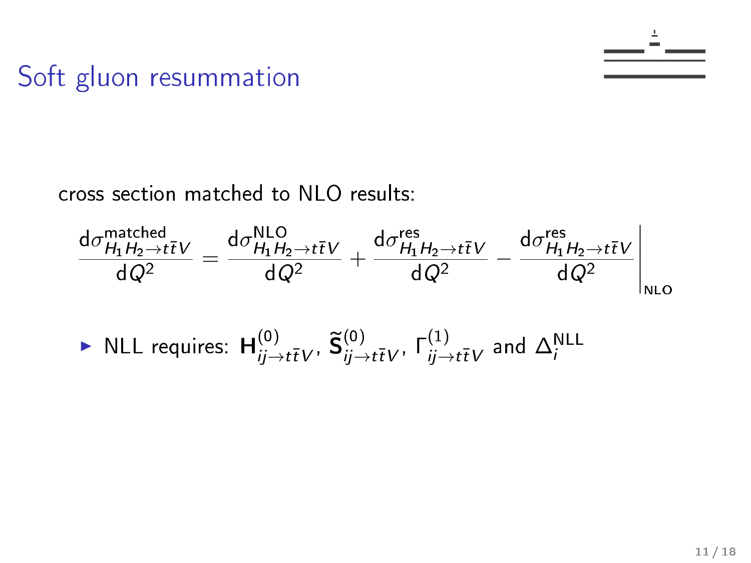# Soft gluon resummation

cross section matched to NLO results:

$$\frac{d\sigma^{\text{matched}}_{H_1 H_2 \to t\bar{t}V}}{dQ^2} = \frac{d\sigma^{\text{NLO}}_{H_1 H_2 \to t\bar{t}V}}{dQ^2} + \frac{d\sigma^{\text{res}}_{H_1 H_2 \to t\bar{t}V}}{dQ^2} - \left.\frac{d\sigma^{\text{res}}_{H_1 H_2 \to t\bar{t}V}}{dQ^2}\right|_{\text{NLO}}$$

- NLL requires: $\mathbf{H}^{(0)}_{ij \to t\bar{t}V}$, $\widetilde{\mathbf{S}}^{(0)}_{ij \to t\bar{t}V}$, $\Gamma^{(1)}_{ij \to t\bar{t}V}$ and $\Delta_i^{\text{NLL}}$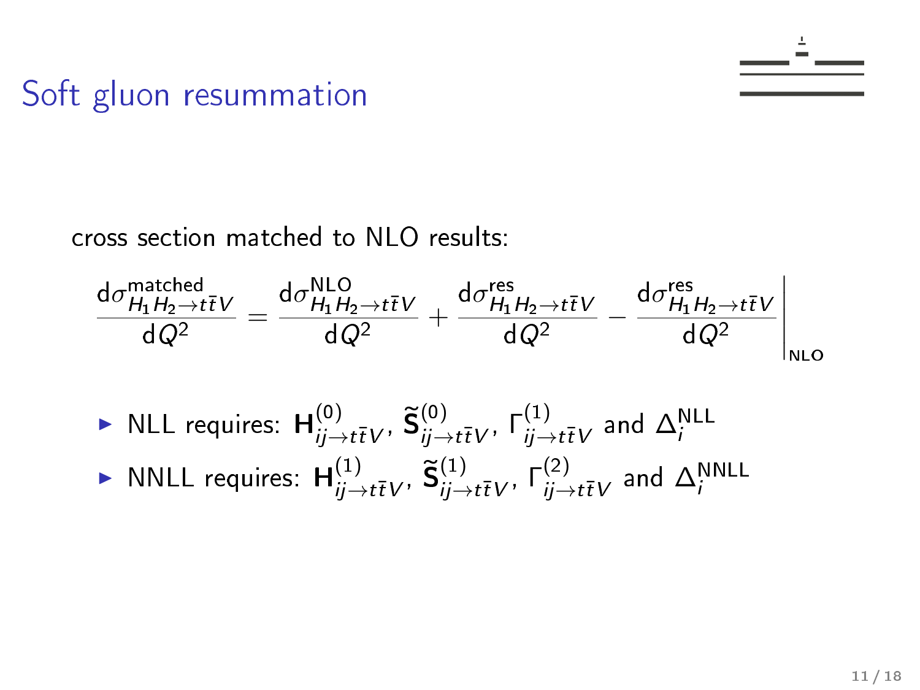# Soft gluon resummation

cross section matched to NLO results:

$$\frac{d\sigma^{\text{matched}}_{H_1 H_2 \to t\bar{t}V}}{dQ^2} = \frac{d\sigma^{\text{NLO}}_{H_1 H_2 \to t\bar{t}V}}{dQ^2} + \frac{d\sigma^{\text{res}}_{H_1 H_2 \to t\bar{t}V}}{dQ^2} - \left.\frac{d\sigma^{\text{res}}_{H_1 H_2 \to t\bar{t}V}}{dQ^2}\right|_{\text{NLO}}$$

- NLL requires: $\mathbf{H}^{(0)}_{ij\to t\bar{t}V}$, $\widetilde{\mathbf{S}}^{(0)}_{ij\to t\bar{t}V}$, $\Gamma^{(1)}_{ij\to t\bar{t}V}$ and $\Delta^{\text{NLL}}_i$
- NNLL requires: $\mathbf{H}^{(1)}_{ij\to t\bar{t}V}$, $\widetilde{\mathbf{S}}^{(1)}_{ij\to t\bar{t}V}$, $\Gamma^{(2)}_{ij\to t\bar{t}V}$ and $\Delta^{\text{NNLL}}_i$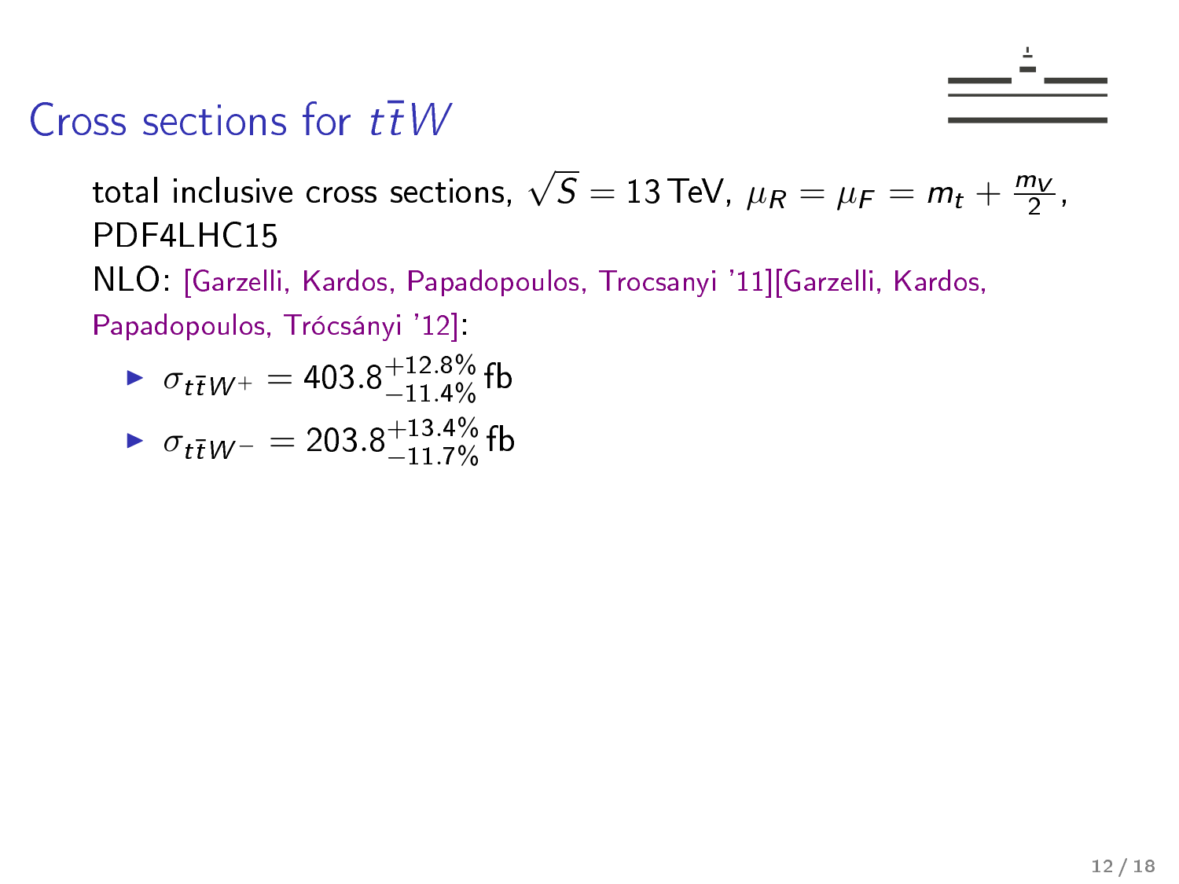# Cross sections for $t\bar{t}W$

total inclusive cross sections, $\sqrt{S} = 13\,\text{TeV}$, $\mu_R = \mu_F = m_t + \frac{m_V}{2}$, PDF4LHC15

NLO: [Garzelli, Kardos, Papadopoulos, Trocsanyi '11][Garzelli, Kardos, Papadopoulos, Trócsányi '12]:

- $\sigma_{t\bar{t}W^+} = 403.8^{+12.8\%}_{-11.4\%}\,\text{fb}$
- $\sigma_{t\bar{t}W^-} = 203.8^{+13.4\%}_{-11.7\%}\,\text{fb}$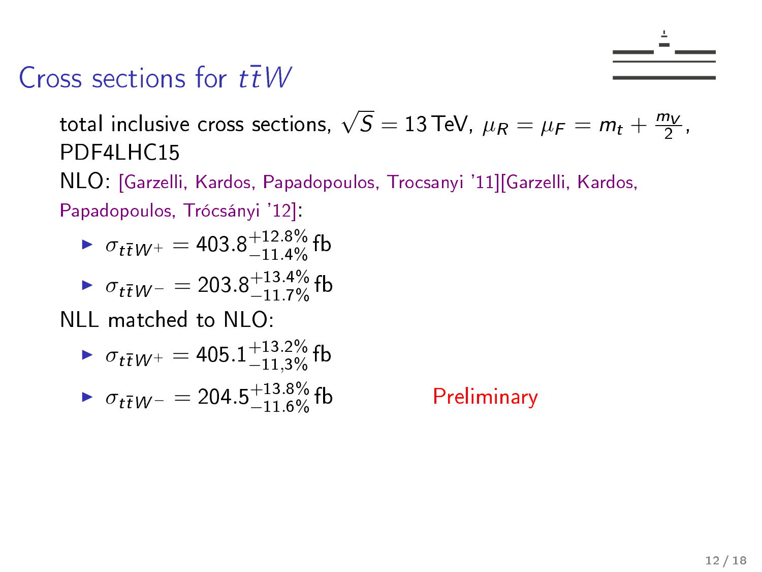# Cross sections for $t\bar{t}W$

total inclusive cross sections, $\sqrt{S} = 13\,\text{TeV}$, $\mu_R = \mu_F = m_t + \frac{m_V}{2}$, PDF4LHC15

NLO: [Garzelli, Kardos, Papadopoulos, Trocsanyi '11][Garzelli, Kardos, Papadopoulos, Trócsányi '12]:

- $\sigma_{t\bar{t}W^+} = 403.8^{+12.8\%}_{-11.4\%}\,\text{fb}$
- $\sigma_{t\bar{t}W^-} = 203.8^{+13.4\%}_{-11.7\%}\,\text{fb}$

NLL matched to NLO:

- $\sigma_{t\bar{t}W^+} = 405.1^{+13.2\%}_{-11,3\%}\,\text{fb}$
- $\sigma_{t\bar{t}W^-} = 204.5^{+13.8\%}_{-11.6\%}\,\text{fb}$

Preliminary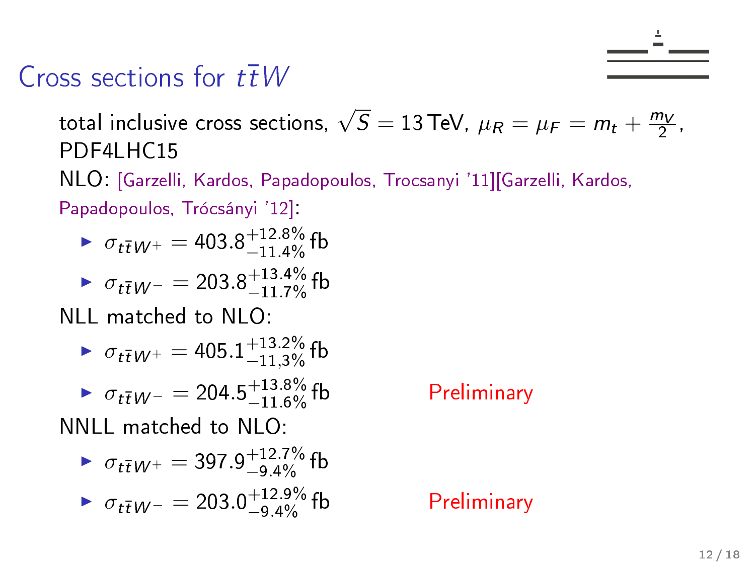# Cross sections for $t\bar{t}W$

total inclusive cross sections, $\sqrt{S} = 13\,\text{TeV}$, $\mu_R = \mu_F = m_t + \frac{m_V}{2}$, PDF4LHC15

NLO: [Garzelli, Kardos, Papadopoulos, Trocsanyi '11][Garzelli, Kardos, Papadopoulos, Trócsányi '12]:

- $\sigma_{t\bar{t}W^+} = 403.8^{+12.8\%}_{-11.4\%}\,\text{fb}$
- $\sigma_{t\bar{t}W^-} = 203.8^{+13.4\%}_{-11.7\%}\,\text{fb}$

NLL matched to NLO:

- $\sigma_{t\bar{t}W^+} = 405.1^{+13.2\%}_{-11,3\%}\,\text{fb}$
- $\sigma_{t\bar{t}W^-} = 204.5^{+13.8\%}_{-11.6\%}\,\text{fb}$ Preliminary

NNLL matched to NLO:

- $\sigma_{t\bar{t}W^+} = 397.9^{+12.7\%}_{-9.4\%}\,\text{fb}$
- $\sigma_{t\bar{t}W^-} = 203.0^{+12.9\%}_{-9.4\%}\,\text{fb}$ Preliminary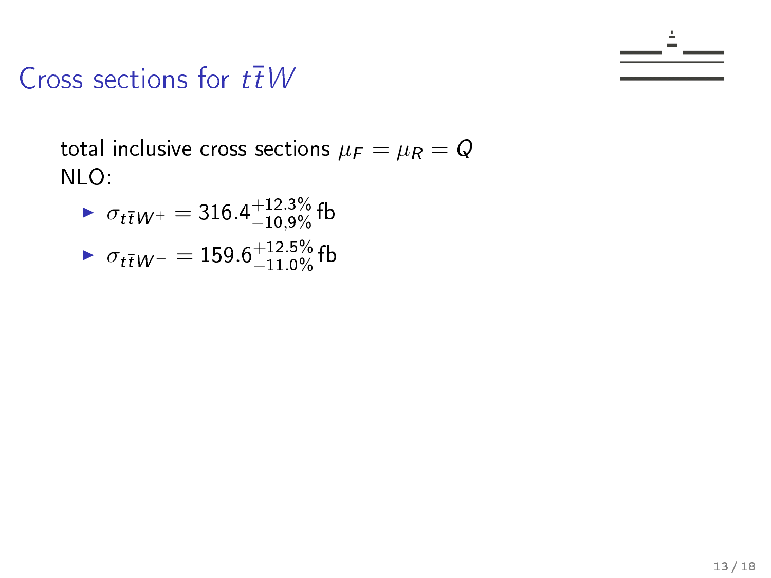# Cross sections for $t\bar{t}W$

total inclusive cross sections $\mu_F = \mu_R = Q$
NLO:

- $\sigma_{t\bar{t}W^+} = 316.4^{+12.3\%}_{-10,9\%}\,\text{fb}$
- $\sigma_{t\bar{t}W^-} = 159.6^{+12.5\%}_{-11.0\%}\,\text{fb}$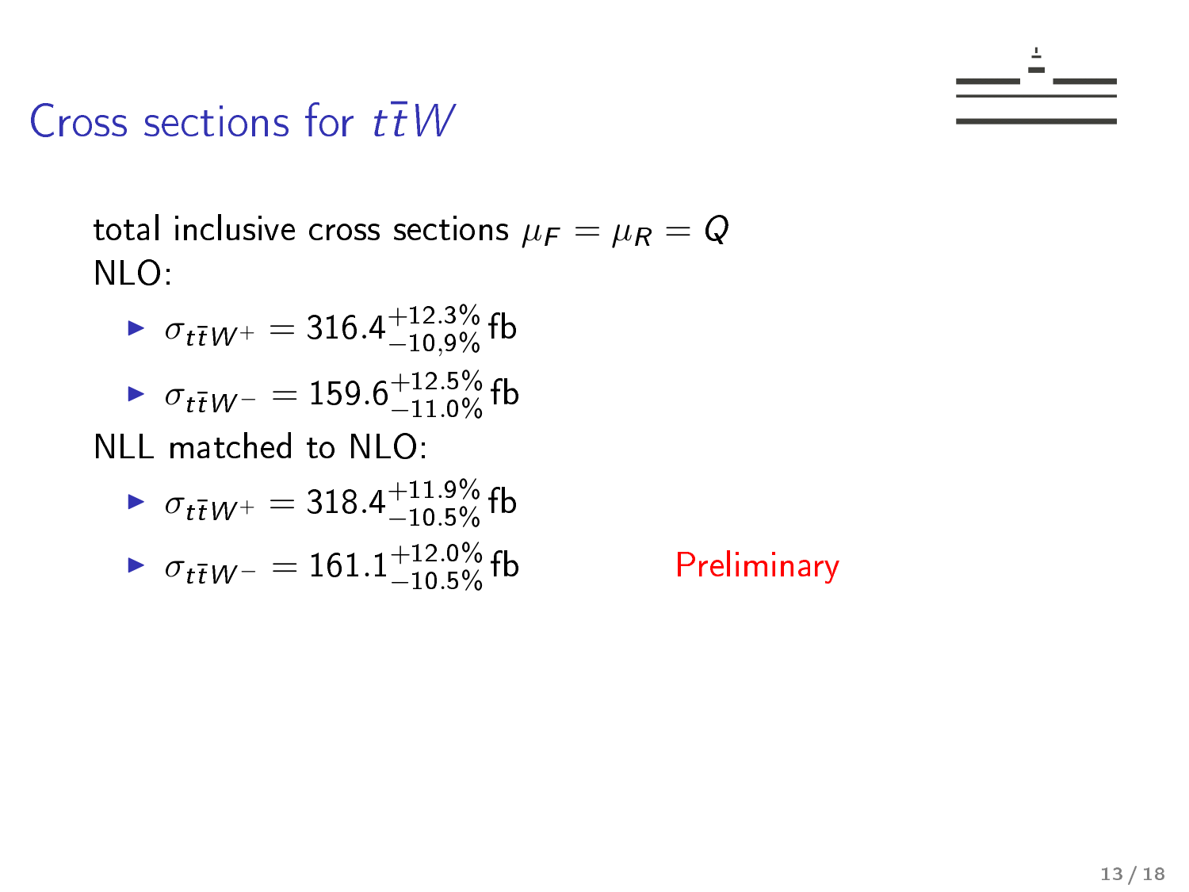# Cross sections for $t\bar{t}W$

total inclusive cross sections $\mu_F = \mu_R = Q$

NLO:

- $\sigma_{t\bar{t}W^+} = 316.4^{+12.3\%}_{-10,9\%}$ fb
- $\sigma_{t\bar{t}W^-} = 159.6^{+12.5\%}_{-11.0\%}$ fb

NLL matched to NLO:

- $\sigma_{t\bar{t}W^+} = 318.4^{+11.9\%}_{-10.5\%}$ fb
- $\sigma_{t\bar{t}W^-} = 161.1^{+12.0\%}_{-10.5\%}$ fb

Preliminary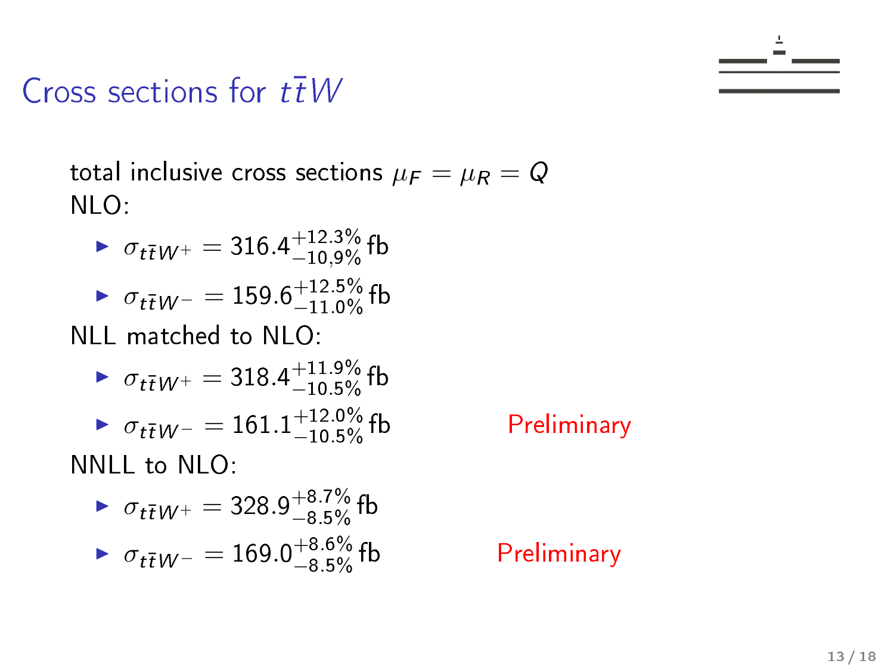# Cross sections for $t\bar{t}W$

total inclusive cross sections $\mu_F = \mu_R = Q$

NLO:

- $\sigma_{t\bar{t}W^+} = 316.4^{+12.3\%}_{-10{,}9\%}$ fb
- $\sigma_{t\bar{t}W^-} = 159.6^{+12.5\%}_{-11.0\%}$ fb

NLL matched to NLO:

- $\sigma_{t\bar{t}W^+} = 318.4^{+11.9\%}_{-10.5\%}$ fb
- $\sigma_{t\bar{t}W^-} = 161.1^{+12.0\%}_{-10.5\%}$ fb — Preliminary

NNLL to NLO:

- $\sigma_{t\bar{t}W^+} = 328.9^{+8.7\%}_{-8.5\%}$ fb
- $\sigma_{t\bar{t}W^-} = 169.0^{+8.6\%}_{-8.5\%}$ fb — Preliminary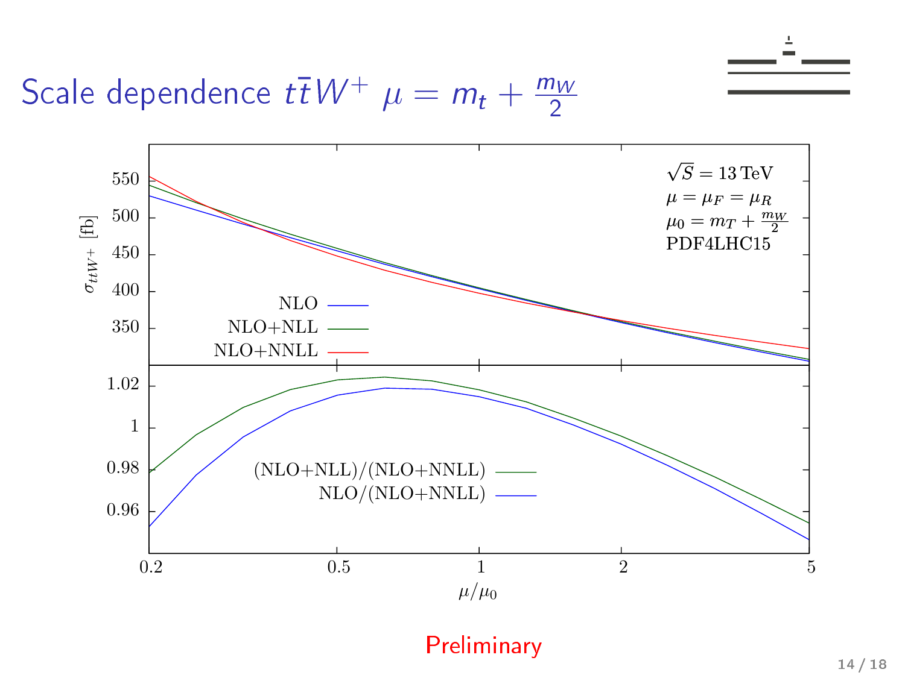# Scale dependence $t\bar{t}W^+$ $\mu = m_t + \frac{m_W}{2}$

$\sqrt{S} = 13\,\text{TeV}$

$\mu = \mu_F = \mu_R$

$\mu_0 = m_T + \frac{m_W}{2}$

PDF4LHC15

Upper panel: $\sigma_{ttW^+}$ [fb] vs. $\mu/\mu_0$ — NLO, NLO+NLL, NLO+NNLL

Lower panel: (NLO+NLL)/(NLO+NNLL), NLO/(NLO+NNLL)

Preliminary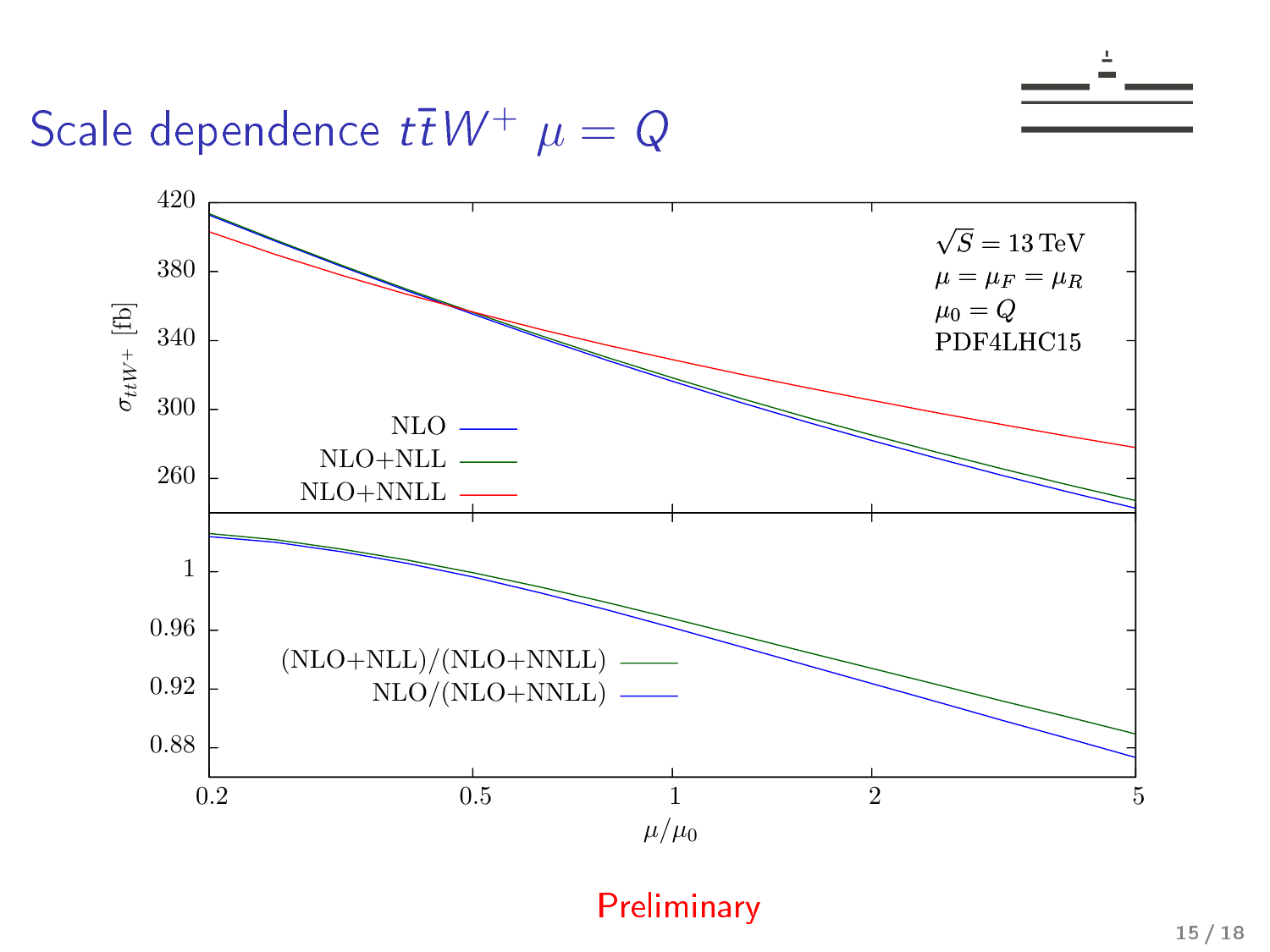# Scale dependence $t\bar{t}W^+$ $\mu = Q$

$\sqrt{S} = 13\,\text{TeV}$
$\mu = \mu_F = \mu_R$
$\mu_0 = Q$
PDF4LHC15

Preliminary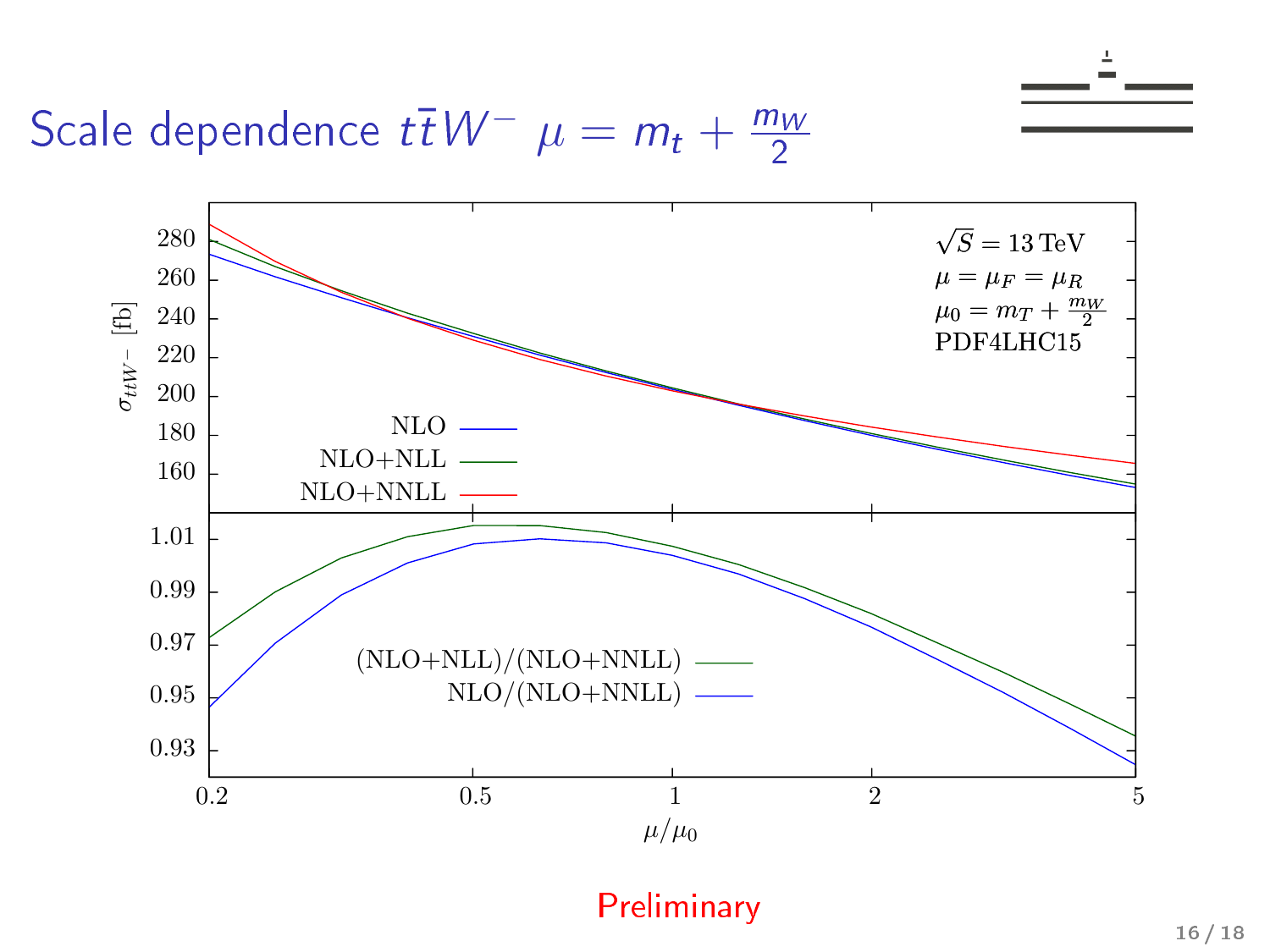# Scale dependence $t\bar{t}W^-$ $\mu = m_t + \frac{m_W}{2}$

$\sqrt{S} = 13\,\text{TeV}$

$\mu = \mu_F = \mu_R$

$\mu_0 = m_T + \frac{m_W}{2}$

PDF4LHC15

Upper panel: $\sigma_{ttW^-}$ [fb] vs. $\mu/\mu_0$ — NLO, NLO+NLL, NLO+NNLL

Lower panel: (NLO+NLL)/(NLO+NNLL), NLO/(NLO+NNLL) vs. $\mu/\mu_0$

Preliminary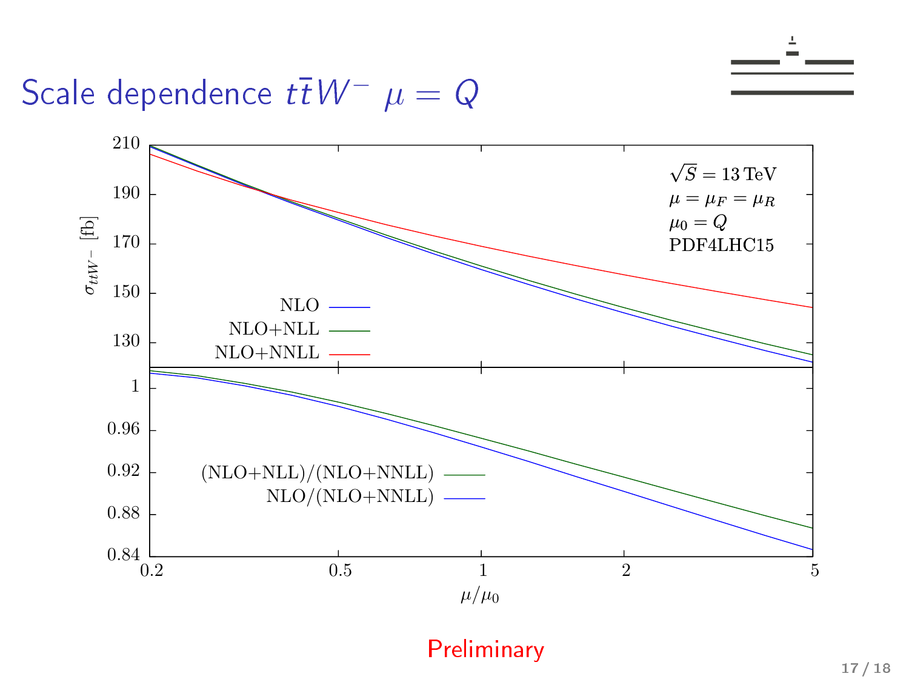# Scale dependence $t\bar{t}W^-$ $\mu = Q$

$\sqrt{S} = 13\,\text{TeV}$
$\mu = \mu_F = \mu_R$
$\mu_0 = Q$
PDF4LHC15

Legend (upper panel): NLO, NLO+NLL, NLO+NNLL

Legend (lower panel): (NLO+NLL)/(NLO+NNLL), NLO/(NLO+NNLL)

Y-axis: $\sigma_{ttW^-}$ [fb]

X-axis: $\mu/\mu_0$

Preliminary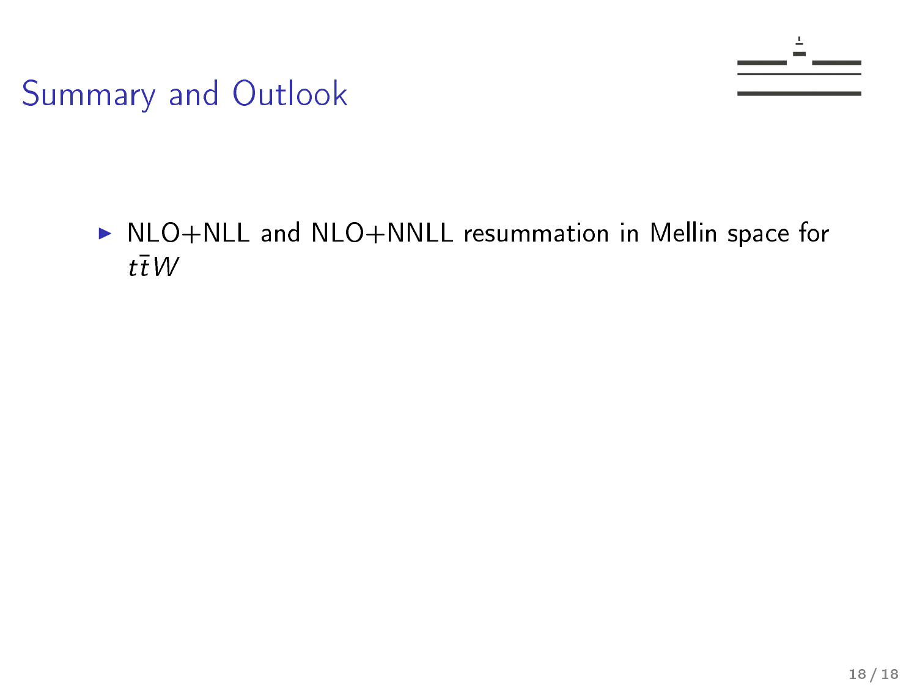# Summary and Outlook

- NLO+NLL and NLO+NNLL resummation in Mellin space for $t\bar{t}W$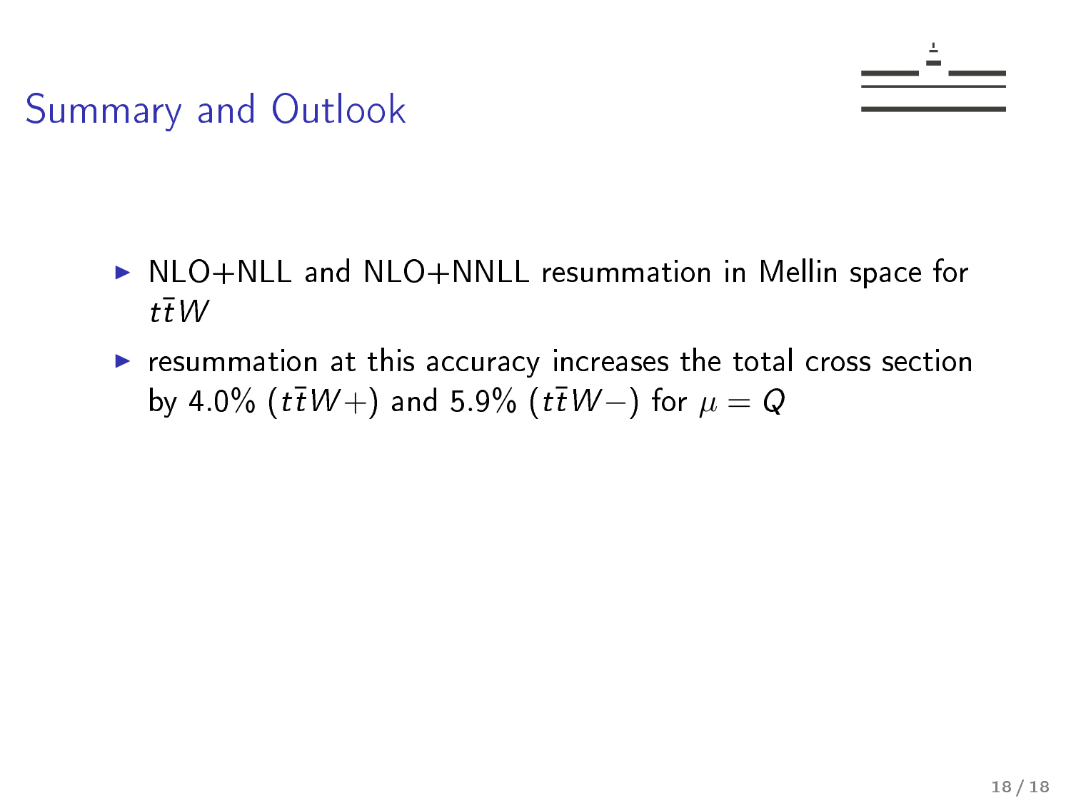# Summary and Outlook

- NLO+NLL and NLO+NNLL resummation in Mellin space for $t\bar{t}W$
- resummation at this accuracy increases the total cross section by 4.0% ($t\bar{t}W+$) and 5.9% ($t\bar{t}W-$) for $\mu = Q$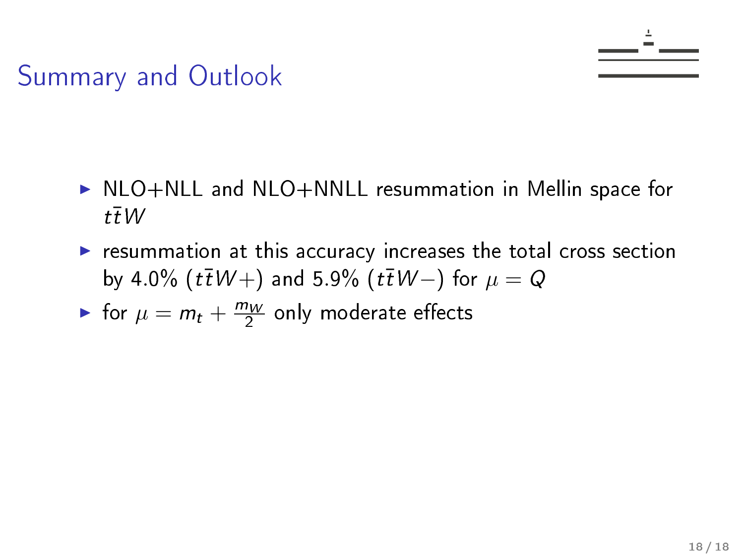# Summary and Outlook

- NLO+NLL and NLO+NNLL resummation in Mellin space for $t\bar{t}W$
- resummation at this accuracy increases the total cross section by 4.0% ($t\bar{t}W+$) and 5.9% ($t\bar{t}W-$) for $\mu = Q$
- for $\mu = m_t + \frac{m_W}{2}$ only moderate effects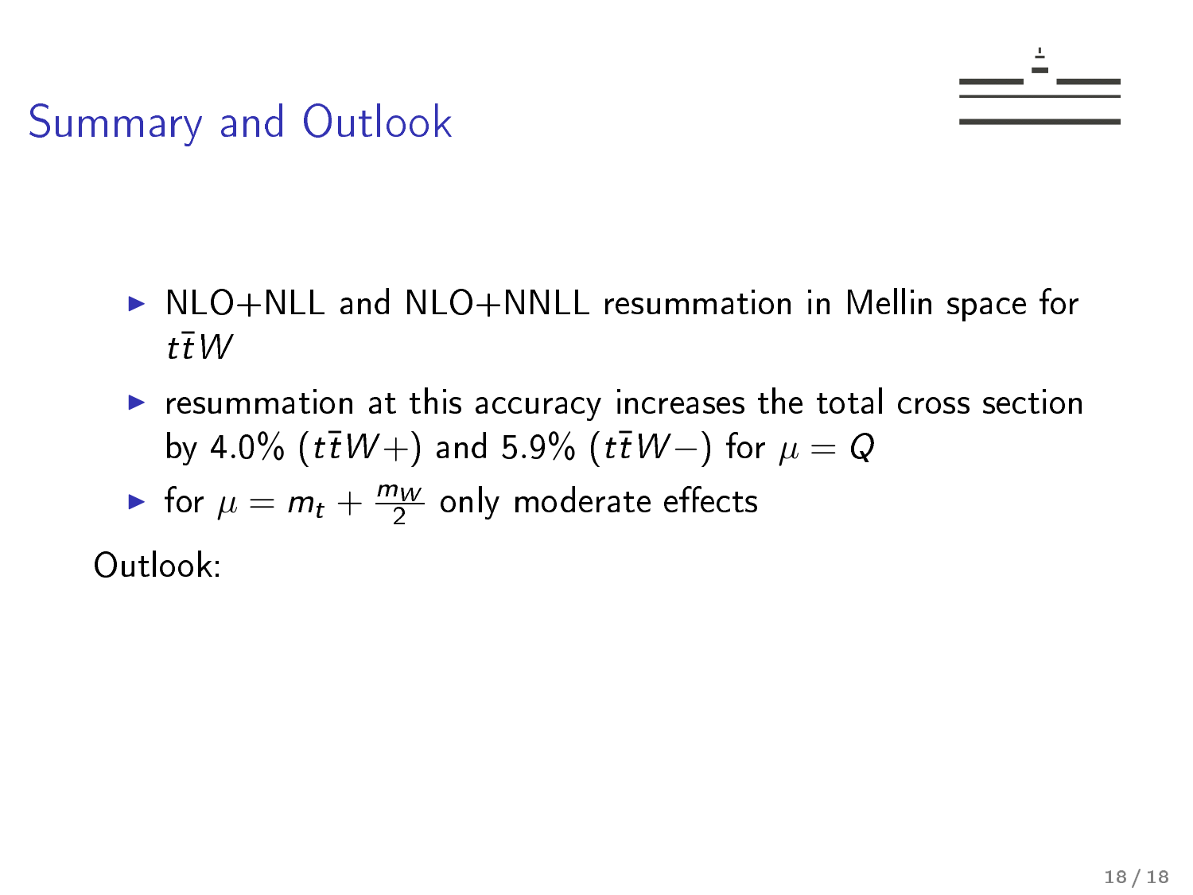# Summary and Outlook

- NLO+NLL and NLO+NNLL resummation in Mellin space for $t\bar{t}W$
- resummation at this accuracy increases the total cross section by 4.0% ($t\bar{t}W+$) and 5.9% ($t\bar{t}W-$) for $\mu = Q$
- for $\mu = m_t + \frac{m_W}{2}$ only moderate effects

Outlook: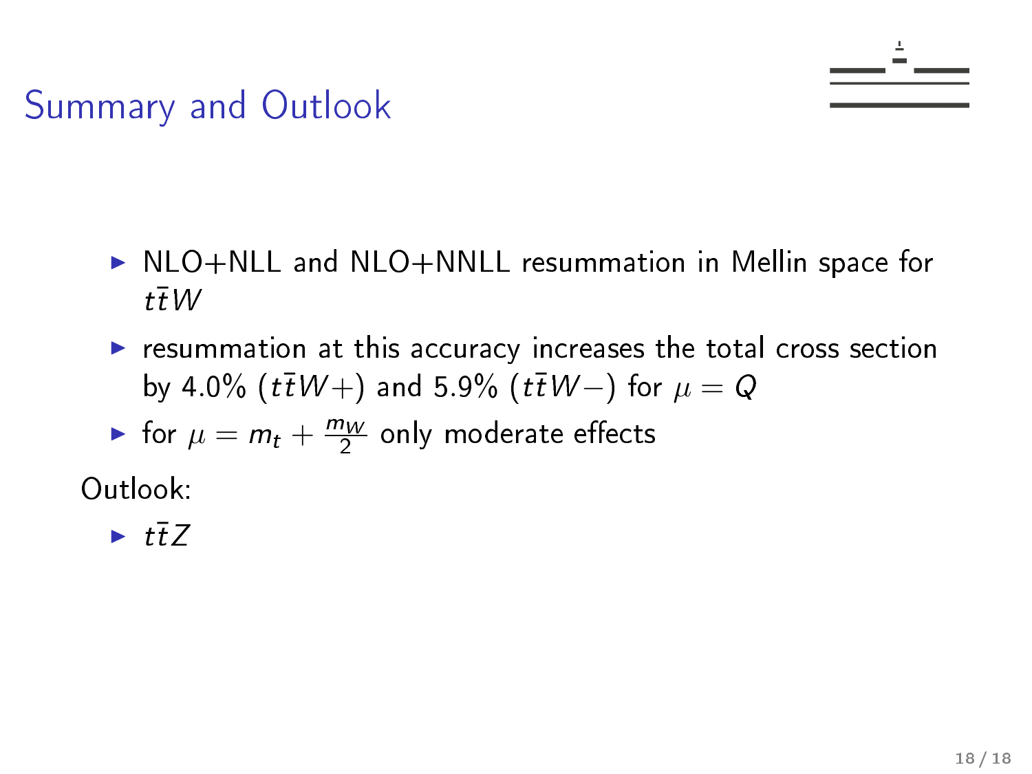# Summary and Outlook

- NLO+NLL and NLO+NNLL resummation in Mellin space for $t\bar{t}W$
- resummation at this accuracy increases the total cross section by 4.0% ($t\bar{t}W+$) and 5.9% ($t\bar{t}W-$) for $\mu = Q$
- for $\mu = m_t + \frac{m_W}{2}$ only moderate effects

Outlook:

- $t\bar{t}Z$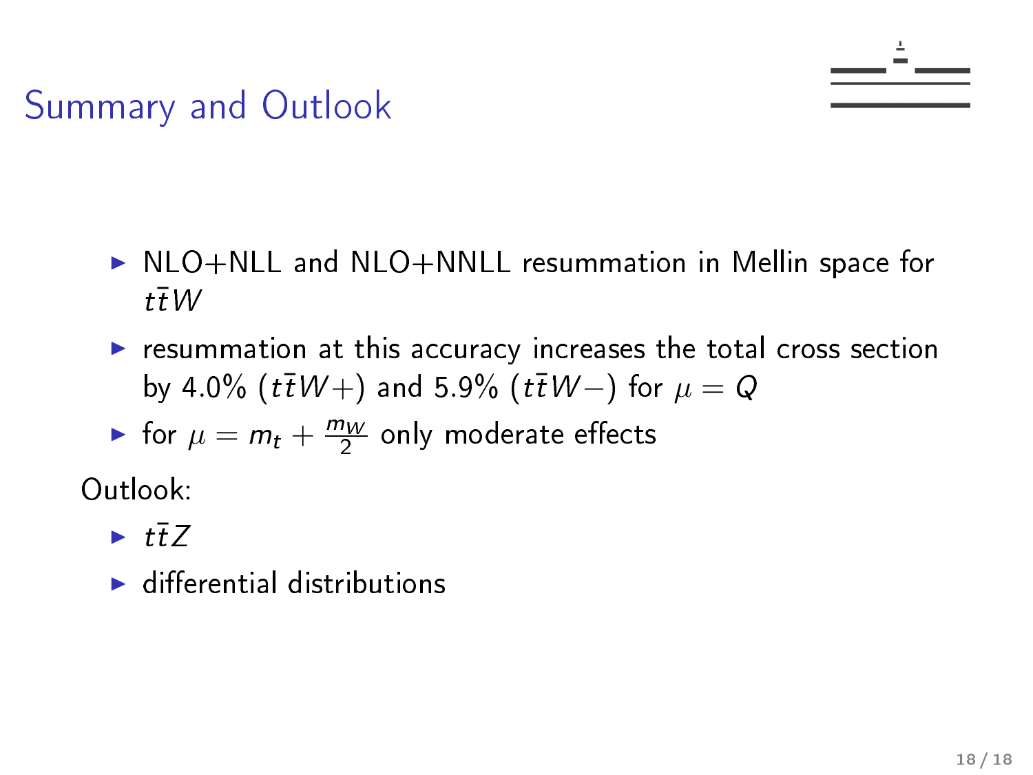# Summary and Outlook

- NLO+NLL and NLO+NNLL resummation in Mellin space for $t\bar{t}W$
- resummation at this accuracy increases the total cross section by 4.0% ($t\bar{t}W+$) and 5.9% ($t\bar{t}W-$) for $\mu = Q$
- for $\mu = m_t + \frac{m_W}{2}$ only moderate effects

Outlook:

- $t\bar{t}Z$
- differential distributions